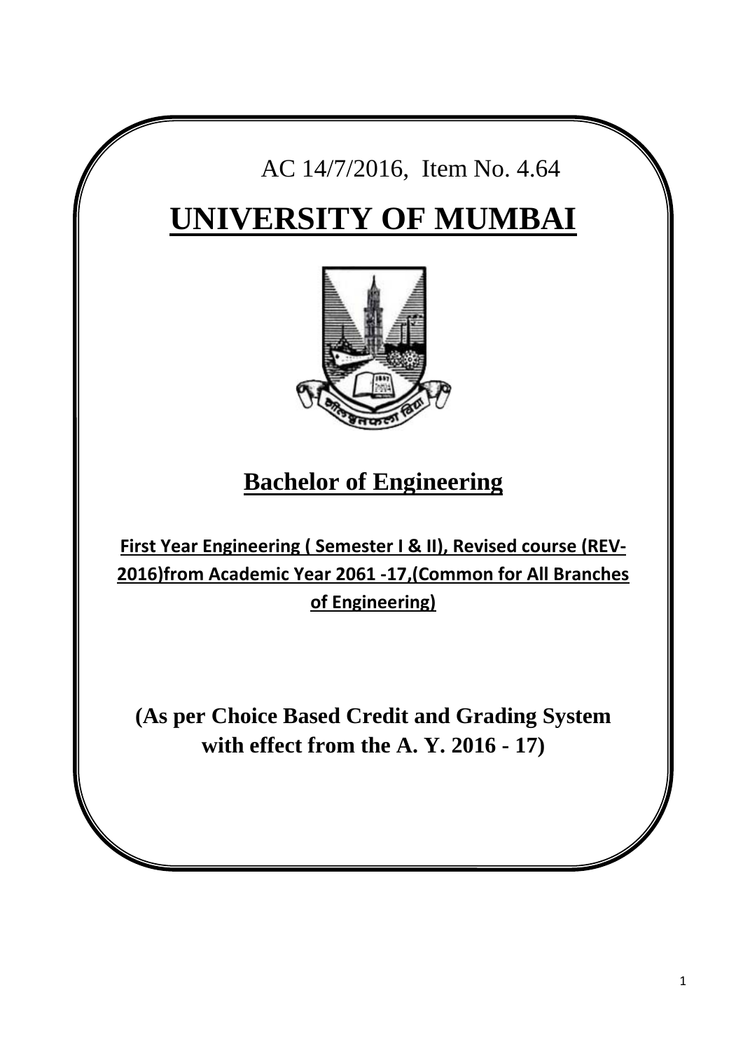AC 14/7/2016, Item No. 4.64

# UNIVERSITY OF MUMBAI

## Bachelor of Engineering

**First Year Engineering ( Semester I & II), Revised course (REV-2016)from Academic Year 2061 -17,(Common for All Branches of Engineering)**

**(As per Choice Based Credit and Grading System with effect from the A. Y. 2016 - 17)**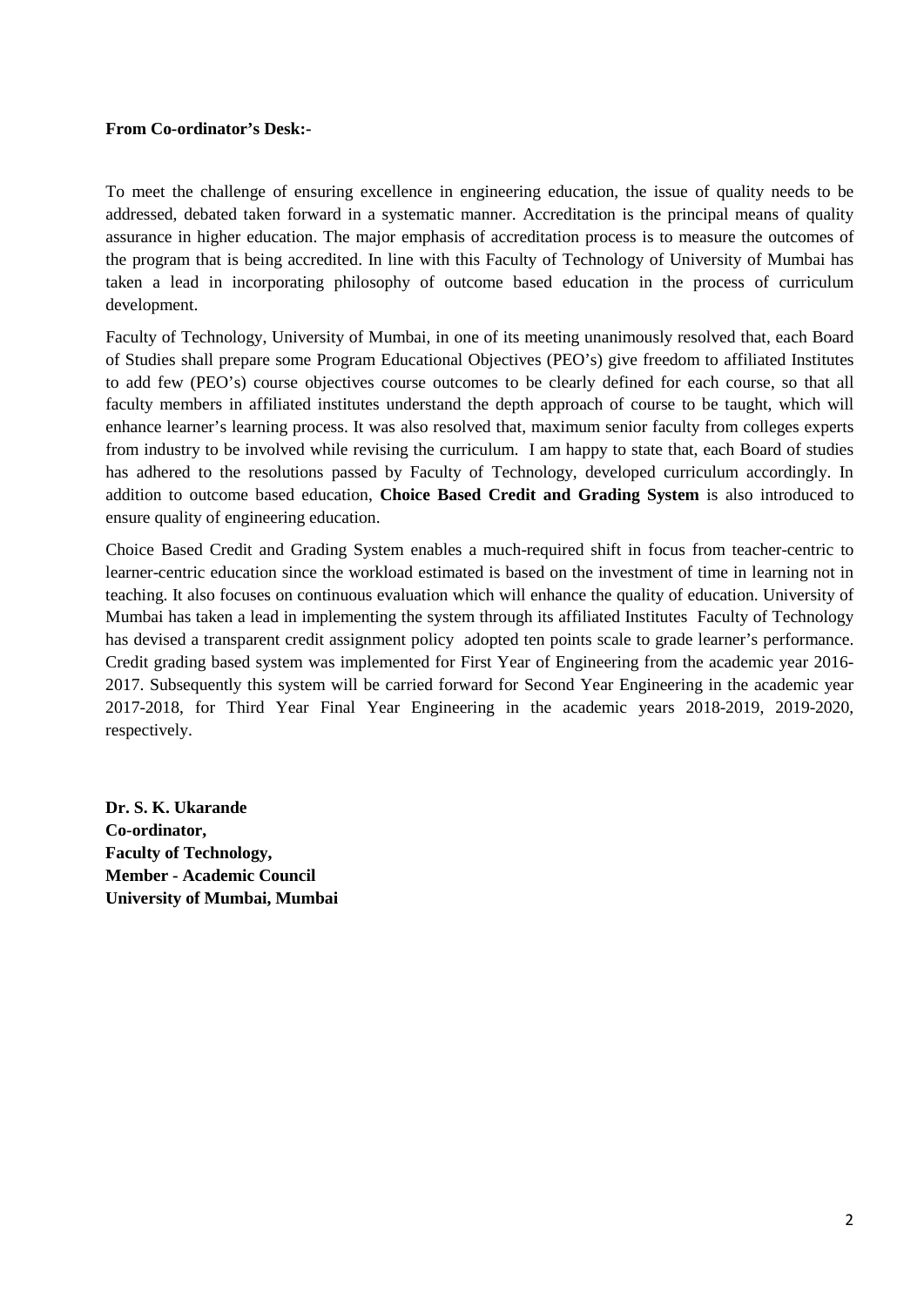**From Co-ordinator's Desk:-**

To meet the challenge of ensuring excellence in engineering education, the issue of quality needs to be addressed, debated taken forward in a systematic manner. Accreditation is the principal means of quality assurance in higher education. The major emphasis of accreditation process is to measure the outcomes of the program that is being accredited. In line with this Faculty of Technology of University of Mumbai has taken a lead in incorporating philosophy of outcome based education in the process of curriculum development.

Faculty of Technology, University of Mumbai, in one of its meeting unanimously resolved that, each Board of Studies shall prepare some Program Educational Objectives (PEO's) give freedom to affiliated Institutes to add few (PEO's) course objectives course outcomes to be clearly defined for each course, so that all faculty members in affiliated institutes understand the depth approach of course to be taught, which will enhance learner's learning process. It was also resolved that, maximum senior faculty from colleges experts from industry to be involved while revising the curriculum. I am happy to state that, each Board of studies has adhered to the resolutions passed by Faculty of Technology, developed curriculum accordingly. In addition to outcome based education, **Choice Based Credit and Grading System** is also introduced to ensure quality of engineering education.

Choice Based Credit and Grading System enables a much-required shift in focus from teacher-centric to learner-centric education since the workload estimated is based on the investment of time in learning not in teaching. It also focuses on continuous evaluation which will enhance the quality of education. University of Mumbai has taken a lead in implementing the system through its affiliated Institutes Faculty of Technology has devised a transparent credit assignment policy adopted ten points scale to grade learner's performance. Credit grading based system was implemented for First Year of Engineering from the academic year 2016-2017. Subsequently this system will be carried forward for Second Year Engineering in the academic year 2017-2018, for Third Year Final Year Engineering in the academic years 2018-2019, 2019-2020, respectively.

**Dr. S. K. Ukarande**
**Co-ordinator,**
**Faculty of Technology,**
**Member - Academic Council**
**University of Mumbai, Mumbai**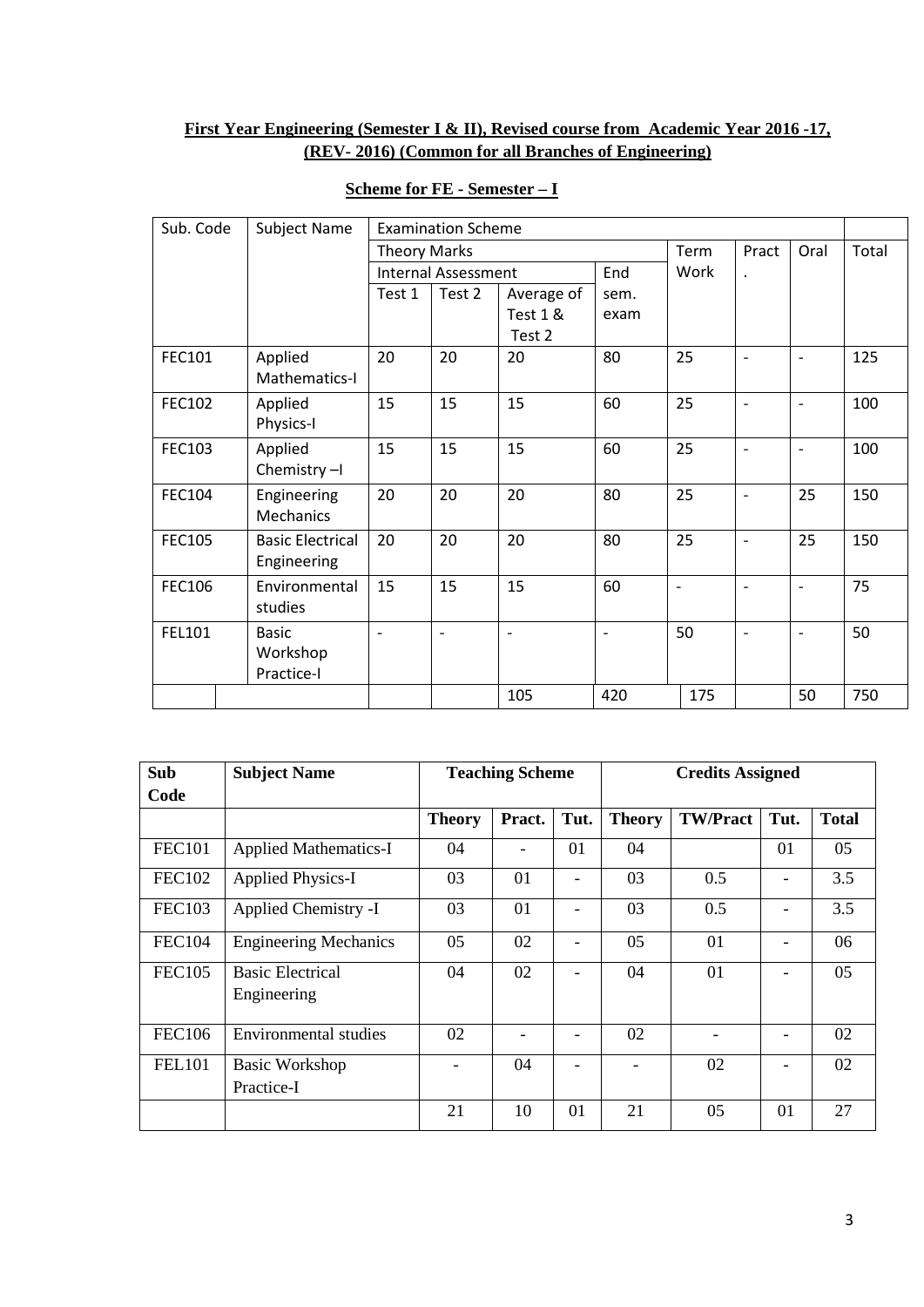**First Year Engineering (Semester I & II), Revised course from Academic Year 2016 -17, (REV- 2016) (Common for all Branches of Engineering)**

**Scheme for FE - Semester – I**

| Sub. Code | Subject Name | Examination Scheme | | | | | | | |
|---|---|---|---|---|---|---|---|---|---|
| | | Theory Marks | | | | Term Work | Pract. | Oral | Total |
| | | Internal Assessment | | | End sem. exam | | | | |
| | | Test 1 | Test 2 | Average of Test 1 & Test 2 | | | | | |
| FEC101 | Applied Mathematics-I | 20 | 20 | 20 | 80 | 25 | - | - | 125 |
| FEC102 | Applied Physics-I | 15 | 15 | 15 | 60 | 25 | - | - | 100 |
| FEC103 | Applied Chemistry –I | 15 | 15 | 15 | 60 | 25 | - | - | 100 |
| FEC104 | Engineering Mechanics | 20 | 20 | 20 | 80 | 25 | - | 25 | 150 |
| FEC105 | Basic Electrical Engineering | 20 | 20 | 20 | 80 | 25 | - | 25 | 150 |
| FEC106 | Environmental studies | 15 | 15 | 15 | 60 | - | - | - | 75 |
| FEL101 | Basic Workshop Practice-I | - | - | - | - | 50 | - | - | 50 |
| | | | | 105 | 420 | 175 | | 50 | 750 |

| Sub Code | Subject Name | Teaching Scheme | | | Credits Assigned | | | |
|---|---|---|---|---|---|---|---|---|
| | | Theory | Pract. | Tut. | Theory | TW/Pract | Tut. | Total |
| FEC101 | Applied Mathematics-I | 04 | - | 01 | 04 | | 01 | 05 |
| FEC102 | Applied Physics-I | 03 | 01 | - | 03 | 0.5 | - | 3.5 |
| FEC103 | Applied Chemistry -I | 03 | 01 | - | 03 | 0.5 | - | 3.5 |
| FEC104 | Engineering Mechanics | 05 | 02 | - | 05 | 01 | - | 06 |
| FEC105 | Basic Electrical Engineering | 04 | 02 | - | 04 | 01 | - | 05 |
| FEC106 | Environmental studies | 02 | - | - | 02 | - | - | 02 |
| FEL101 | Basic Workshop Practice-I | - | 04 | - | - | 02 | - | 02 |
| | | 21 | 10 | 01 | 21 | 05 | 01 | 27 |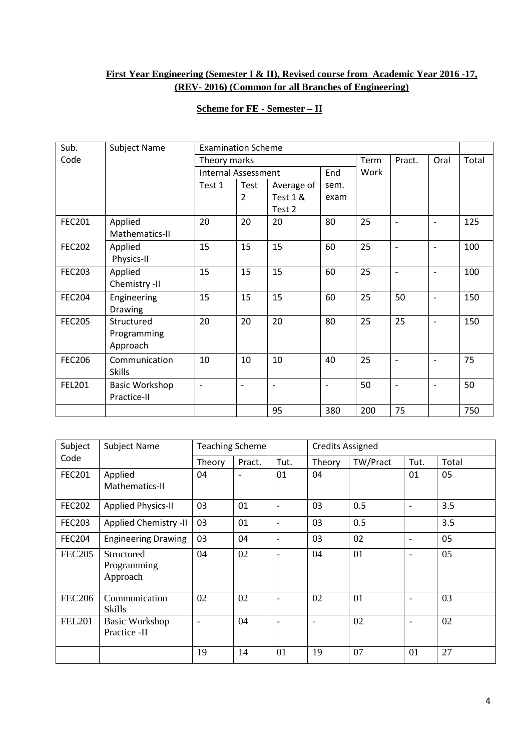**First Year Engineering (Semester I & II), Revised course from Academic Year 2016 -17, (REV- 2016) (Common for all Branches of Engineering)**

**Scheme for FE - Semester – II**

| Sub. Code | Subject Name | Examination Scheme | | | | | | | |
|---|---|---|---|---|---|---|---|---|---|
| | | Theory marks | | | | Term Work | Pract. | Oral | Total |
| | | Internal Assessment | | | End sem. exam | | | | |
| | | Test 1 | Test 2 | Average of Test 1 & Test 2 | | | | | |
| FEC201 | Applied Mathematics-II | 20 | 20 | 20 | 80 | 25 | - | - | 125 |
| FEC202 | Applied Physics-II | 15 | 15 | 15 | 60 | 25 | - | - | 100 |
| FEC203 | Applied Chemistry -II | 15 | 15 | 15 | 60 | 25 | - | - | 100 |
| FEC204 | Engineering Drawing | 15 | 15 | 15 | 60 | 25 | 50 | - | 150 |
| FEC205 | Structured Programming Approach | 20 | 20 | 20 | 80 | 25 | 25 | - | 150 |
| FEC206 | Communication Skills | 10 | 10 | 10 | 40 | 25 | - | - | 75 |
| FEL201 | Basic Workshop Practice-II | - | - | - | - | 50 | - | - | 50 |
| | | | | 95 | 380 | 200 | 75 | | 750 |

| Subject Code | Subject Name | Teaching Scheme | | | Credits Assigned | | | |
|---|---|---|---|---|---|---|---|---|
| | | Theory | Pract. | Tut. | Theory | TW/Pract | Tut. | Total |
| FEC201 | Applied Mathematics-II | 04 | - | 01 | 04 | | 01 | 05 |
| FEC202 | Applied Physics-II | 03 | 01 | - | 03 | 0.5 | - | 3.5 |
| FEC203 | Applied Chemistry -II | 03 | 01 | - | 03 | 0.5 | | 3.5 |
| FEC204 | Engineering Drawing | 03 | 04 | - | 03 | 02 | - | 05 |
| FEC205 | Structured Programming Approach | 04 | 02 | - | 04 | 01 | - | 05 |
| FEC206 | Communication Skills | 02 | 02 | - | 02 | 01 | - | 03 |
| FEL201 | Basic Workshop Practice -II | - | 04 | - | - | 02 | - | 02 |
| | | 19 | 14 | 01 | 19 | 07 | 01 | 27 |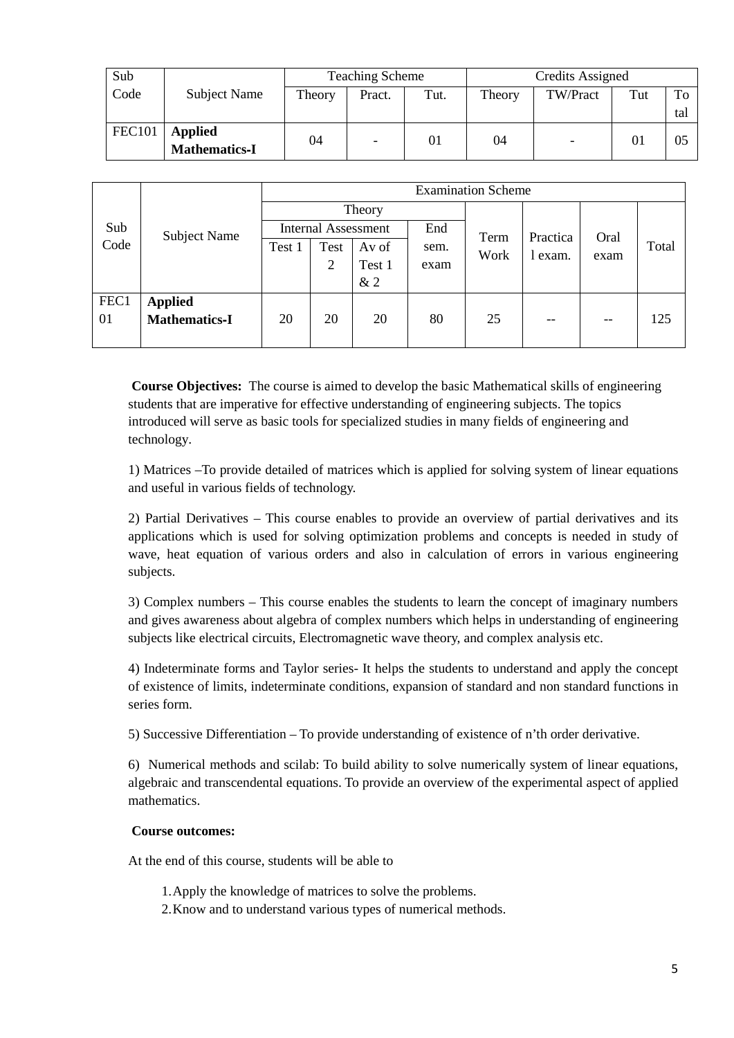| Sub Code | Subject Name | Teaching Scheme | | | Credits Assigned | | | |
|---|---|---|---|---|---|---|---|---|
| | | Theory | Pract. | Tut. | Theory | TW/Pract | Tut | Total |
| FEC101 | **Applied Mathematics-I** | 04 | - | 01 | 04 | - | 01 | 05 |

| Sub Code | Subject Name | Examination Scheme | | | | | | | |
|---|---|---|---|---|---|---|---|---|---|
| | | Theory | | | | Term Work | Practical exam. | Oral exam | Total |
| | | Internal Assessment | | | End sem. exam | | | | |
| | | Test 1 | Test 2 | Av of Test 1 & 2 | | | | | |
| FEC101 | **Applied Mathematics-I** | 20 | 20 | 20 | 80 | 25 | -- | -- | 125 |

**Course Objectives:** The course is aimed to develop the basic Mathematical skills of engineering students that are imperative for effective understanding of engineering subjects. The topics introduced will serve as basic tools for specialized studies in many fields of engineering and technology.

1) Matrices –To provide detailed of matrices which is applied for solving system of linear equations and useful in various fields of technology.

2) Partial Derivatives – This course enables to provide an overview of partial derivatives and its applications which is used for solving optimization problems and concepts is needed in study of wave, heat equation of various orders and also in calculation of errors in various engineering subjects.

3) Complex numbers – This course enables the students to learn the concept of imaginary numbers and gives awareness about algebra of complex numbers which helps in understanding of engineering subjects like electrical circuits, Electromagnetic wave theory, and complex analysis etc.

4) Indeterminate forms and Taylor series- It helps the students to understand and apply the concept of existence of limits, indeterminate conditions, expansion of standard and non standard functions in series form.

5) Successive Differentiation – To provide understanding of existence of n'th order derivative.

6) Numerical methods and scilab: To build ability to solve numerically system of linear equations, algebraic and transcendental equations. To provide an overview of the experimental aspect of applied mathematics.

**Course outcomes:**

At the end of this course, students will be able to

1. Apply the knowledge of matrices to solve the problems.
2. Know and to understand various types of numerical methods.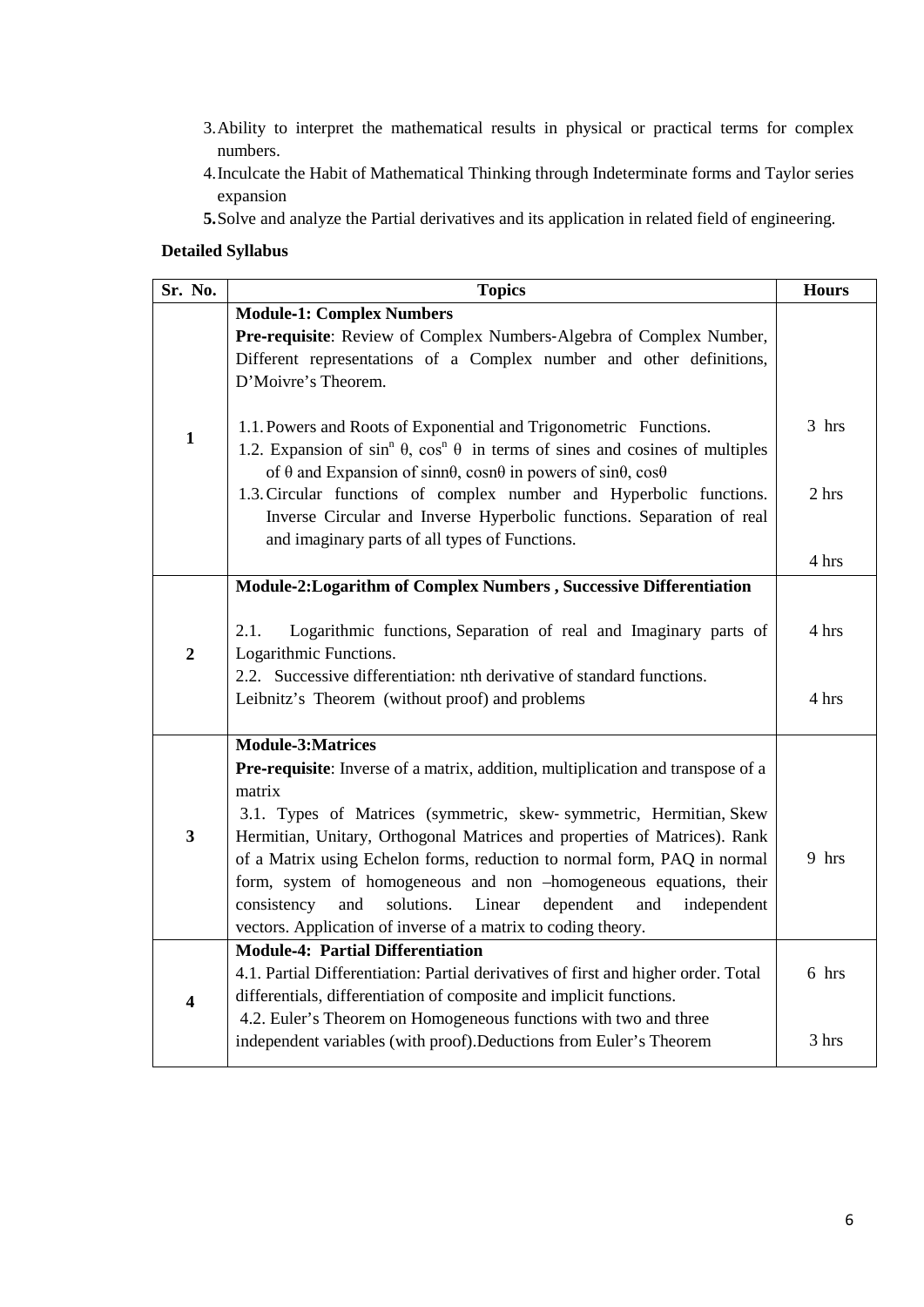3. Ability to interpret the mathematical results in physical or practical terms for complex numbers.
4. Inculcate the Habit of Mathematical Thinking through Indeterminate forms and Taylor series expansion
5. Solve and analyze the Partial derivatives and its application in related field of engineering.

**Detailed Syllabus**

| Sr. No. | Topics | Hours |
|---|---|---|
| 1 | **Module-1: Complex Numbers**<br>**Pre-requisite**: Review of Complex Numbers‐Algebra of Complex Number, Different representations of a Complex number and other definitions, D'Moivre's Theorem.<br><br>1.1. Powers and Roots of Exponential and Trigonometric Functions.<br>1.2. Expansion of $\sin^n \theta$, $\cos^n \theta$ in terms of sines and cosines of multiples of θ and Expansion of sinnθ, cosnθ in powers of sinθ, cosθ<br>1.3. Circular functions of complex number and Hyperbolic functions. Inverse Circular and Inverse Hyperbolic functions. Separation of real and imaginary parts of all types of Functions. | <br><br><br><br>3 hrs<br><br>2 hrs<br><br>4 hrs |
| 2 | **Module-2:Logarithm of Complex Numbers , Successive Differentiation**<br><br>2.1. Logarithmic functions, Separation of real and Imaginary parts of Logarithmic Functions.<br>2.2. Successive differentiation: nth derivative of standard functions. Leibnitz's Theorem (without proof) and problems | <br><br>4 hrs<br><br>4 hrs |
| 3 | **Module-3:Matrices**<br>**Pre-requisite**: Inverse of a matrix, addition, multiplication and transpose of a matrix<br>3.1. Types of Matrices (symmetric, skew‐ symmetric, Hermitian, Skew Hermitian, Unitary, Orthogonal Matrices and properties of Matrices). Rank of a Matrix using Echelon forms, reduction to normal form, PAQ in normal form, system of homogeneous and non –homogeneous equations, their consistency and solutions. Linear dependent and independent vectors. Application of inverse of a matrix to coding theory. | 9 hrs |
| 4 | **Module-4: Partial Differentiation**<br>4.1. Partial Differentiation: Partial derivatives of first and higher order. Total differentials, differentiation of composite and implicit functions.<br>4.2. Euler's Theorem on Homogeneous functions with two and three independent variables (with proof).Deductions from Euler's Theorem | 6 hrs<br><br><br>3 hrs |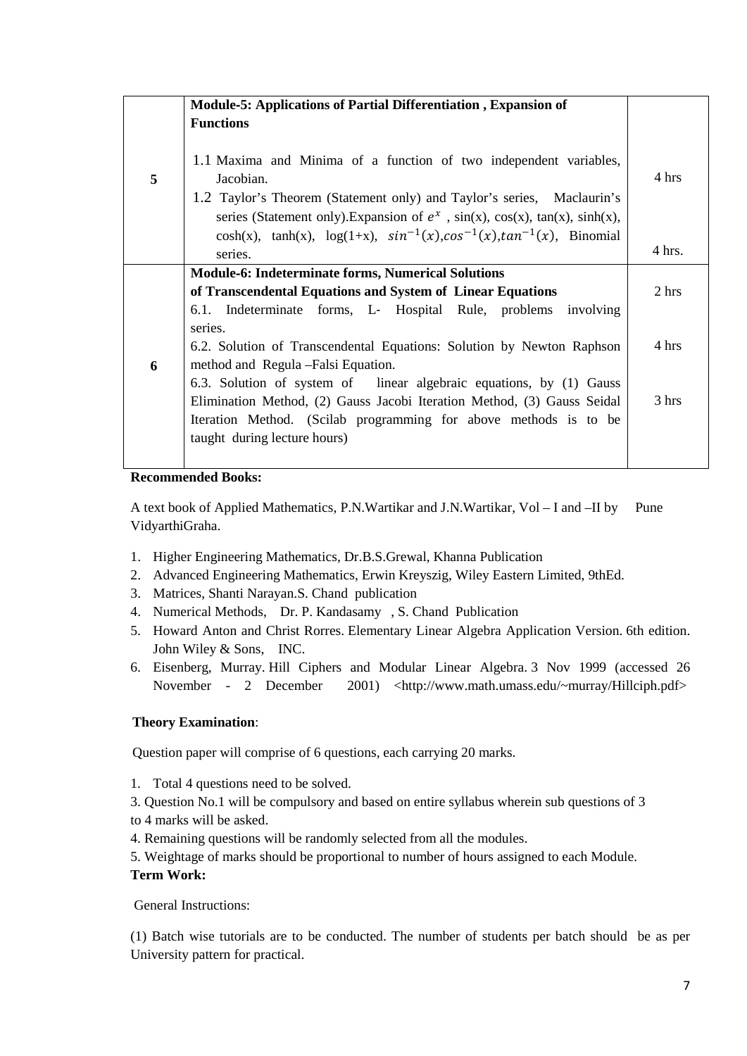| | | |
|---|---|---|
| 5 | **Module-5: Applications of Partial Differentiation , Expansion of Functions**<br><br>1.1 Maxima and Minima of a function of two independent variables, Jacobian.<br>1.2 Taylor's Theorem (Statement only) and Taylor's series, Maclaurin's series (Statement only).Expansion of $e^x$ , sin(x), cos(x), tan(x), sinh(x), cosh(x), tanh(x), log(1+x), $sin^{-1}(x)$,$cos^{-1}(x)$,$tan^{-1}(x)$, Binomial series. | 4 hrs<br><br><br>4 hrs. |
| 6 | **Module-6: Indeterminate forms, Numerical Solutions of Transcendental Equations and System of Linear Equations**<br>6.1. Indeterminate forms, L- Hospital Rule, problems involving series.<br>6.2. Solution of Transcendental Equations: Solution by Newton Raphson method and Regula –Falsi Equation.<br>6.3. Solution of system of linear algebraic equations, by (1) Gauss Elimination Method, (2) Gauss Jacobi Iteration Method, (3) Gauss Seidal Iteration Method. (Scilab programming for above methods is to be taught during lecture hours) | 2 hrs<br><br>4 hrs<br><br>3 hrs |

**Recommended Books:**

A text book of Applied Mathematics, P.N.Wartikar and J.N.Wartikar, Vol – I and –II by Pune VidyarthiGraha.

1. Higher Engineering Mathematics, Dr.B.S.Grewal, Khanna Publication
2. Advanced Engineering Mathematics, Erwin Kreyszig, Wiley Eastern Limited, 9thEd.
3. Matrices, Shanti Narayan.S. Chand publication
4. Numerical Methods, Dr. P. Kandasamy , S. Chand Publication
5. Howard Anton and Christ Rorres. Elementary Linear Algebra Application Version. 6th edition. John Wiley & Sons, INC.
6. Eisenberg, Murray. Hill Ciphers and Modular Linear Algebra. 3 Nov 1999 (accessed 26 November - 2 December 2001) <http://www.math.umass.edu/~murray/Hillciph.pdf>

**Theory Examination**:

Question paper will comprise of 6 questions, each carrying 20 marks.

1. Total 4 questions need to be solved.

3. Question No.1 will be compulsory and based on entire syllabus wherein sub questions of 3 to 4 marks will be asked.

4. Remaining questions will be randomly selected from all the modules.

5. Weightage of marks should be proportional to number of hours assigned to each Module.

**Term Work:**

General Instructions:

(1) Batch wise tutorials are to be conducted. The number of students per batch should be as per University pattern for practical.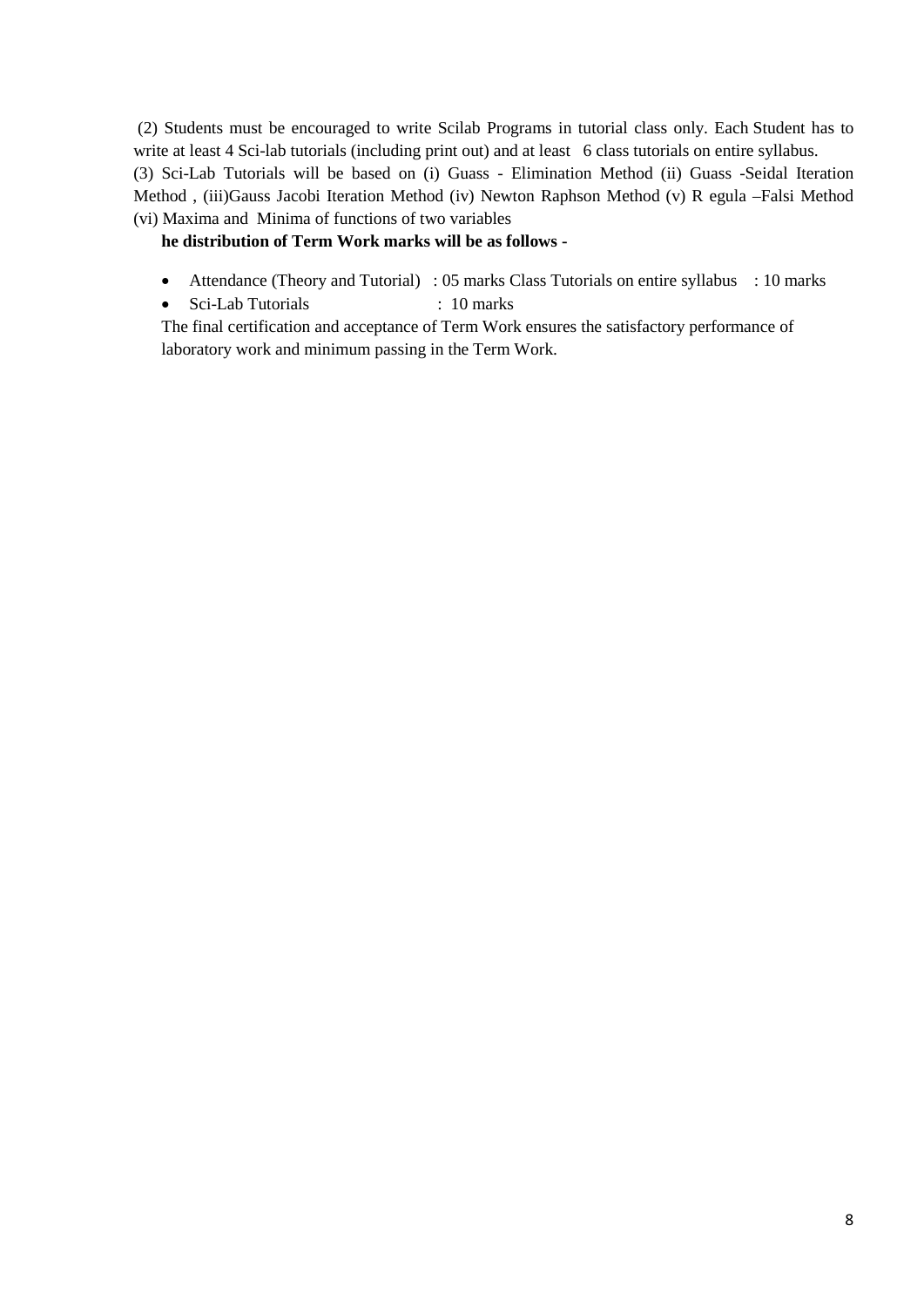(2) Students must be encouraged to write Scilab Programs in tutorial class only. Each Student has to write at least 4 Sci-lab tutorials (including print out) and at least 6 class tutorials on entire syllabus.

(3) Sci-Lab Tutorials will be based on (i) Guass - Elimination Method (ii) Guass -Seidal Iteration Method , (iii)Gauss Jacobi Iteration Method (iv) Newton Raphson Method (v) R egula –Falsi Method (vi) Maxima and Minima of functions of two variables

**he distribution of Term Work marks will be as follows -**

- Attendance (Theory and Tutorial) : 05 marks Class Tutorials on entire syllabus : 10 marks
- Sci-Lab Tutorials : 10 marks

The final certification and acceptance of Term Work ensures the satisfactory performance of laboratory work and minimum passing in the Term Work.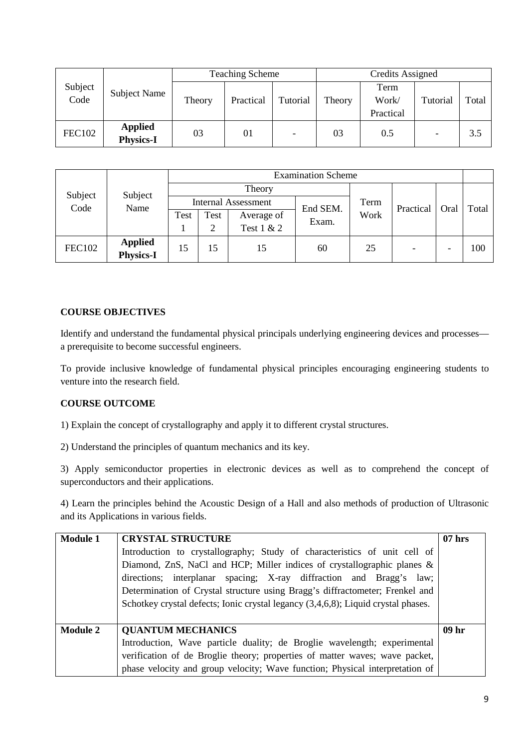| Subject Code | Subject Name | Teaching Scheme | | | Credits Assigned | | | |
|---|---|---|---|---|---|---|---|---|
| | | Theory | Practical | Tutorial | Theory | Term Work/ Practical | Tutorial | Total |
| FEC102 | **Applied Physics-I** | 03 | 01 | - | 03 | 0.5 | - | 3.5 |

| Subject Code | Subject Name | Examination Scheme | | | | | | | |
|---|---|---|---|---|---|---|---|---|---|
| | | Theory | | | | Term Work | Practical | Oral | Total |
| | | Internal Assessment | | | End SEM. Exam. | | | | |
| | | Test 1 | Test 2 | Average of Test 1 & 2 | | | | | |
| FEC102 | **Applied Physics-I** | 15 | 15 | 15 | 60 | 25 | - | - | 100 |

**COURSE OBJECTIVES**

Identify and understand the fundamental physical principals underlying engineering devices and processes—a prerequisite to become successful engineers.

To provide inclusive knowledge of fundamental physical principles encouraging engineering students to venture into the research field.

**COURSE OUTCOME**

1) Explain the concept of crystallography and apply it to different crystal structures.

2) Understand the principles of quantum mechanics and its key.

3) Apply semiconductor properties in electronic devices as well as to comprehend the concept of superconductors and their applications.

4) Learn the principles behind the Acoustic Design of a Hall and also methods of production of Ultrasonic and its Applications in various fields.

| | | |
|---|---|---|
| **Module 1** | **CRYSTAL STRUCTURE**<br>Introduction to crystallography; Study of characteristics of unit cell of Diamond, ZnS, NaCl and HCP; Miller indices of crystallographic planes & directions; interplanar spacing; X-ray diffraction and Bragg's law; Determination of Crystal structure using Bragg's diffractometer; Frenkel and Schotkey crystal defects; Ionic crystal legancy (3,4,6,8); Liquid crystal phases. | **07 hrs** |
| **Module 2** | **QUANTUM MECHANICS**<br>Introduction, Wave particle duality; de Broglie wavelength; experimental verification of de Broglie theory; properties of matter waves; wave packet, phase velocity and group velocity; Wave function; Physical interpretation of | **09 hr** |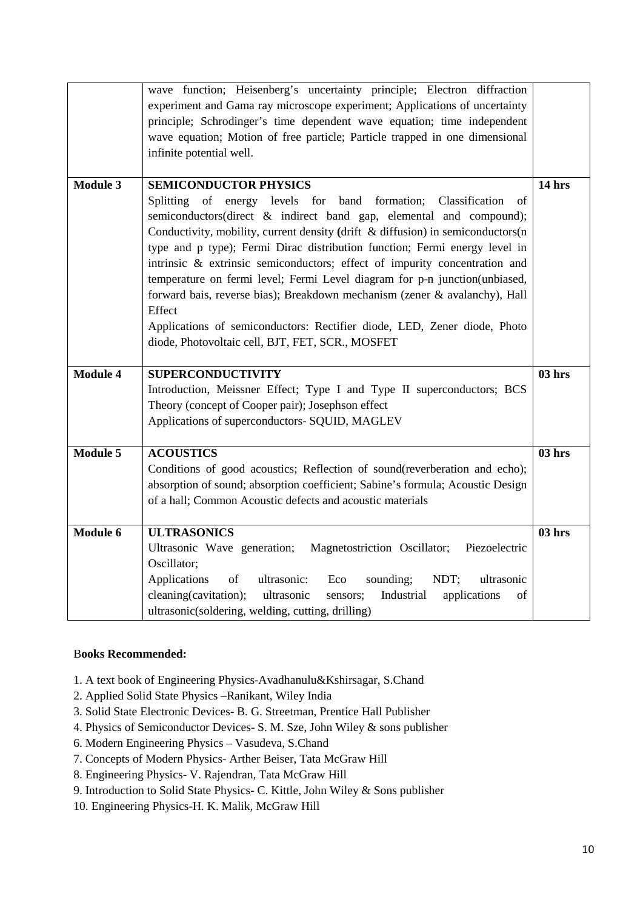| | | |
|---|---|---|
| | wave function; Heisenberg's uncertainty principle; Electron diffraction experiment and Gama ray microscope experiment; Applications of uncertainty principle; Schrodinger's time dependent wave equation; time independent wave equation; Motion of free particle; Particle trapped in one dimensional infinite potential well. | |
| **Module 3** | **SEMICONDUCTOR PHYSICS**<br>Splitting of energy levels for band formation; Classification of semiconductors(direct & indirect band gap, elemental and compound); Conductivity, mobility, current density **(**drift & diffusion) in semiconductors(n type and p type); Fermi Dirac distribution function; Fermi energy level in intrinsic & extrinsic semiconductors; effect of impurity concentration and temperature on fermi level; Fermi Level diagram for p-n junction(unbiased, forward bais, reverse bias); Breakdown mechanism (zener & avalanchy), Hall Effect<br>Applications of semiconductors: Rectifier diode, LED, Zener diode, Photo diode, Photovoltaic cell, BJT, FET, SCR., MOSFET | **14 hrs** |
| **Module 4** | **SUPERCONDUCTIVITY**<br>Introduction, Meissner Effect; Type I and Type II superconductors; BCS Theory (concept of Cooper pair); Josephson effect<br>Applications of superconductors- SQUID, MAGLEV | **03 hrs** |
| **Module 5** | **ACOUSTICS**<br>Conditions of good acoustics; Reflection of sound(reverberation and echo); absorption of sound; absorption coefficient; Sabine's formula; Acoustic Design of a hall; Common Acoustic defects and acoustic materials | **03 hrs** |
| **Module 6** | **ULTRASONICS**<br>Ultrasonic Wave generation; Magnetostriction Oscillator; Piezoelectric Oscillator;<br>Applications of ultrasonic: Eco sounding; NDT; ultrasonic cleaning(cavitation); ultrasonic sensors; Industrial applications of ultrasonic(soldering, welding, cutting, drilling) | **03 hrs** |

**Books Recommended:**

1. A text book of Engineering Physics-Avadhanulu&Kshirsagar, S.Chand
2. Applied Solid State Physics –Ranikant, Wiley India
3. Solid State Electronic Devices- B. G. Streetman, Prentice Hall Publisher
4. Physics of Semiconductor Devices- S. M. Sze, John Wiley & sons publisher
6. Modern Engineering Physics – Vasudeva, S.Chand
7. Concepts of Modern Physics- Arther Beiser, Tata McGraw Hill
8. Engineering Physics- V. Rajendran, Tata McGraw Hill
9. Introduction to Solid State Physics- C. Kittle, John Wiley & Sons publisher
10. Engineering Physics-H. K. Malik, McGraw Hill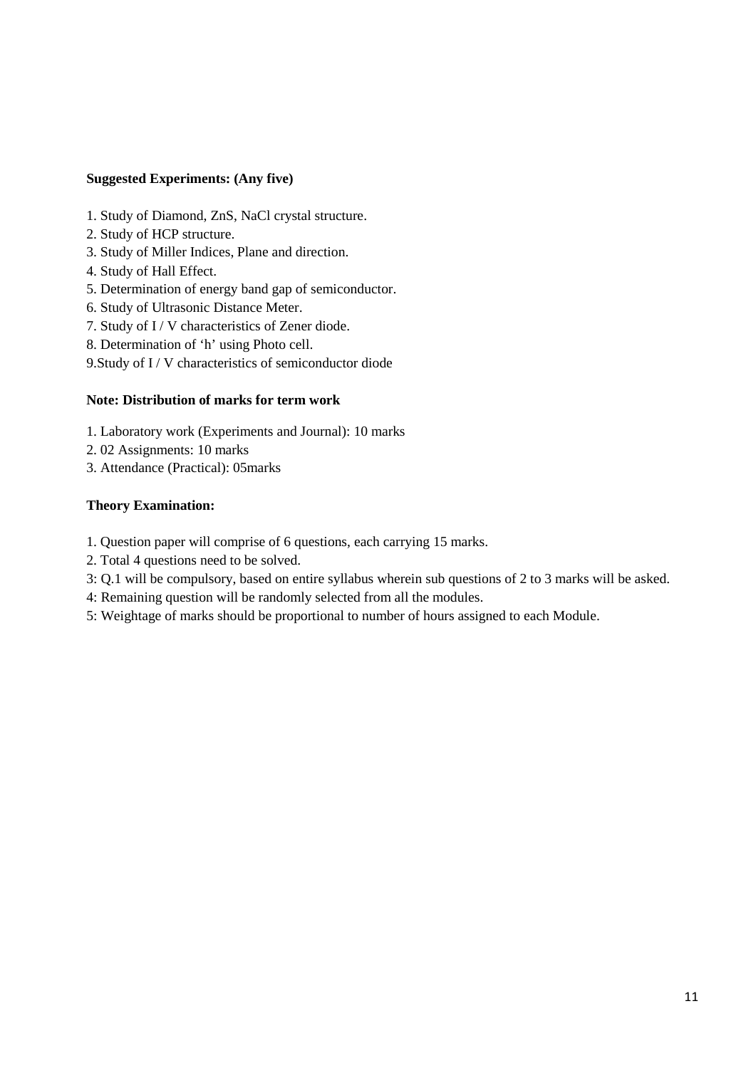**Suggested Experiments: (Any five)**

1. Study of Diamond, ZnS, NaCl crystal structure.
2. Study of HCP structure.
3. Study of Miller Indices, Plane and direction.
4. Study of Hall Effect.
5. Determination of energy band gap of semiconductor.
6. Study of Ultrasonic Distance Meter.
7. Study of I / V characteristics of Zener diode.
8. Determination of 'h' using Photo cell.
9. Study of I / V characteristics of semiconductor diode

**Note: Distribution of marks for term work**

1. Laboratory work (Experiments and Journal): 10 marks
2. 02 Assignments: 10 marks
3. Attendance (Practical): 05marks

**Theory Examination:**

1. Question paper will comprise of 6 questions, each carrying 15 marks.
2. Total 4 questions need to be solved.
3: Q.1 will be compulsory, based on entire syllabus wherein sub questions of 2 to 3 marks will be asked.
4: Remaining question will be randomly selected from all the modules.
5: Weightage of marks should be proportional to number of hours assigned to each Module.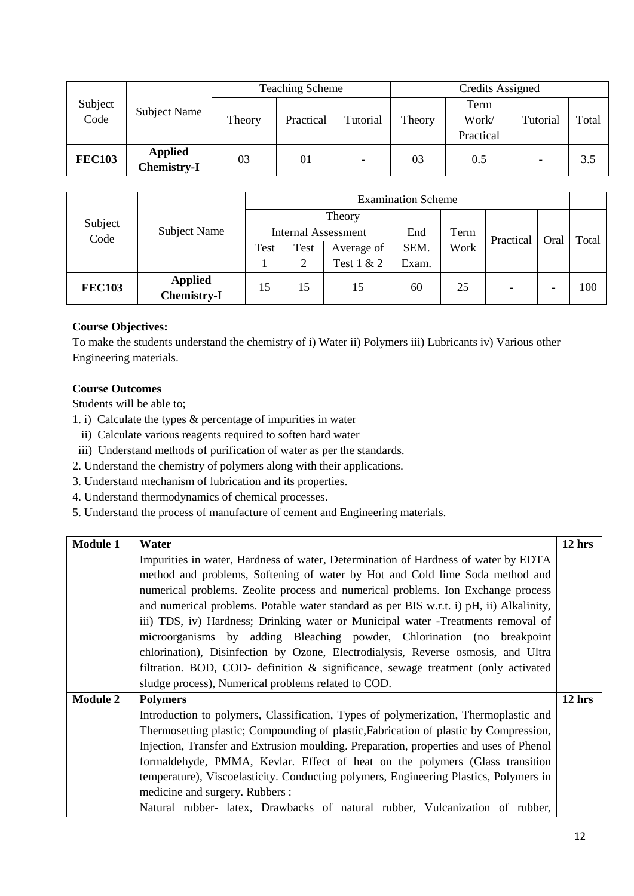| Subject Code | Subject Name | Teaching Scheme | | | Credits Assigned | | | |
|---|---|---|---|---|---|---|---|---|
| | | Theory | Practical | Tutorial | Theory | Term Work/ Practical | Tutorial | Total |
| **FEC103** | **Applied Chemistry-I** | 03 | 01 | - | 03 | 0.5 | - | 3.5 |

| Subject Code | Subject Name | Examination Scheme | | | | | | | |
|---|---|---|---|---|---|---|---|---|---|
| | | Theory | | | | Term Work | Practical | Oral | Total |
| | | Internal Assessment | | | End SEM. Exam. | | | | |
| | | Test 1 | Test 2 | Average of Test 1 & 2 | | | | | |
| **FEC103** | **Applied Chemistry-I** | 15 | 15 | 15 | 60 | 25 | - | - | 100 |

**Course Objectives:**

To make the students understand the chemistry of i) Water ii) Polymers iii) Lubricants iv) Various other Engineering materials.

**Course Outcomes**

Students will be able to;

1. i) Calculate the types & percentage of impurities in water
   ii) Calculate various reagents required to soften hard water
   iii) Understand methods of purification of water as per the standards.
2. Understand the chemistry of polymers along with their applications.
3. Understand mechanism of lubrication and its properties.
4. Understand thermodynamics of chemical processes.
5. Understand the process of manufacture of cement and Engineering materials.

| Module | Content | Hours |
|---|---|---|
| **Module 1** | **Water**<br>Impurities in water, Hardness of water, Determination of Hardness of water by EDTA method and problems, Softening of water by Hot and Cold lime Soda method and numerical problems. Zeolite process and numerical problems. Ion Exchange process and numerical problems. Potable water standard as per BIS w.r.t. i) pH, ii) Alkalinity, iii) TDS, iv) Hardness; Drinking water or Municipal water -Treatments removal of microorganisms by adding Bleaching powder, Chlorination (no breakpoint chlorination), Disinfection by Ozone, Electrodialysis, Reverse osmosis, and Ultra filtration. BOD, COD- definition & significance, sewage treatment (only activated sludge process), Numerical problems related to COD. | **12 hrs** |
| **Module 2** | **Polymers**<br>Introduction to polymers, Classification, Types of polymerization, Thermoplastic and Thermosetting plastic; Compounding of plastic,Fabrication of plastic by Compression, Injection, Transfer and Extrusion moulding. Preparation, properties and uses of Phenol formaldehyde, PMMA, Kevlar. Effect of heat on the polymers (Glass transition temperature), Viscoelasticity. Conducting polymers, Engineering Plastics, Polymers in medicine and surgery. Rubbers :<br>Natural rubber- latex, Drawbacks of natural rubber, Vulcanization of rubber, | **12 hrs** |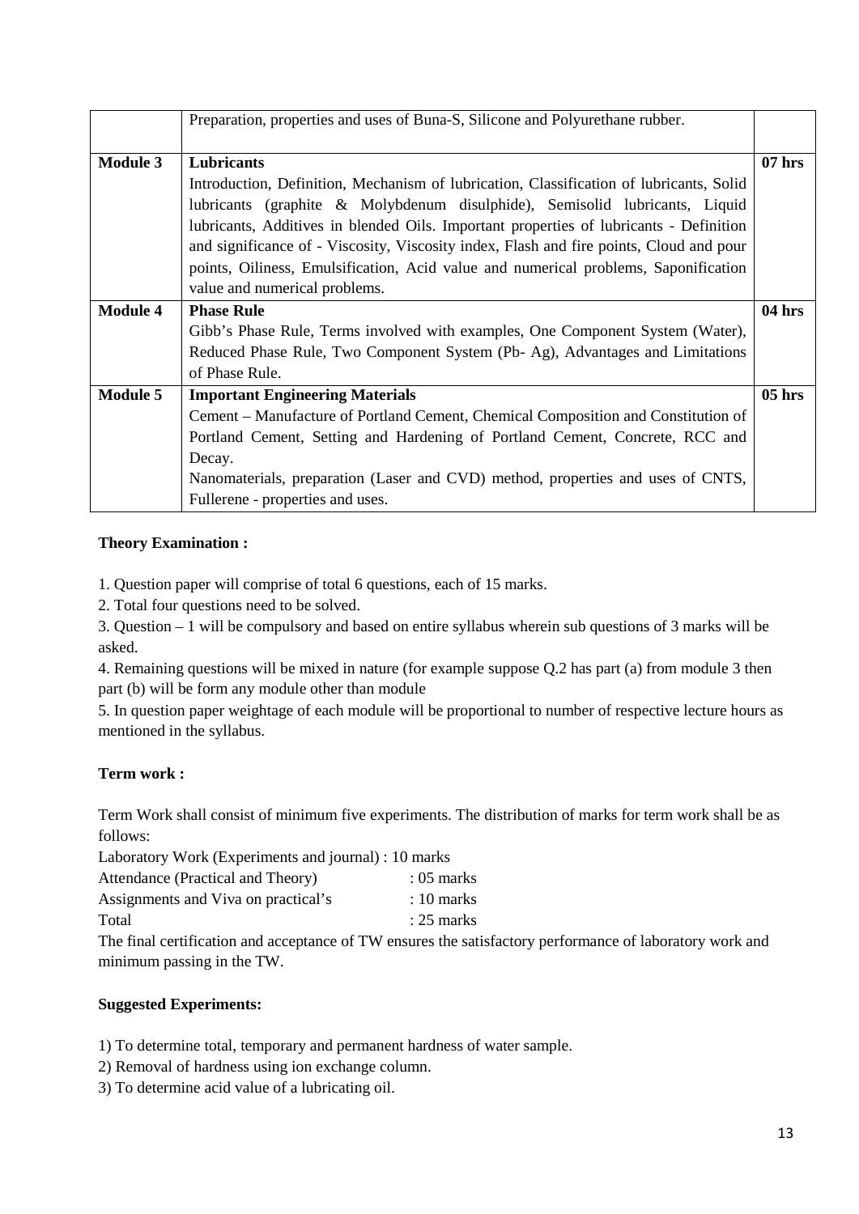| | | |
|---|---|---|
| | Preparation, properties and uses of Buna-S, Silicone and Polyurethane rubber. | |
| **Module 3** | **Lubricants**<br>Introduction, Definition, Mechanism of lubrication, Classification of lubricants, Solid lubricants (graphite & Molybdenum disulphide), Semisolid lubricants, Liquid lubricants, Additives in blended Oils. Important properties of lubricants - Definition and significance of - Viscosity, Viscosity index, Flash and fire points, Cloud and pour points, Oiliness, Emulsification, Acid value and numerical problems, Saponification value and numerical problems. | **07 hrs** |
| **Module 4** | **Phase Rule**<br>Gibb's Phase Rule, Terms involved with examples, One Component System (Water), Reduced Phase Rule, Two Component System (Pb- Ag), Advantages and Limitations of Phase Rule. | **04 hrs** |
| **Module 5** | **Important Engineering Materials**<br>Cement – Manufacture of Portland Cement, Chemical Composition and Constitution of Portland Cement, Setting and Hardening of Portland Cement, Concrete, RCC and Decay.<br>Nanomaterials, preparation (Laser and CVD) method, properties and uses of CNTS, Fullerene - properties and uses. | **05 hrs** |

**Theory Examination :**

1. Question paper will comprise of total 6 questions, each of 15 marks.
2. Total four questions need to be solved.
3. Question – 1 will be compulsory and based on entire syllabus wherein sub questions of 3 marks will be asked.
4. Remaining questions will be mixed in nature (for example suppose Q.2 has part (a) from module 3 then part (b) will be form any module other than module
5. In question paper weightage of each module will be proportional to number of respective lecture hours as mentioned in the syllabus.

**Term work :**

Term Work shall consist of minimum five experiments. The distribution of marks for term work shall be as follows:

Laboratory Work (Experiments and journal) : 10 marks
Attendance (Practical and Theory) : 05 marks
Assignments and Viva on practical's : 10 marks
Total : 25 marks

The final certification and acceptance of TW ensures the satisfactory performance of laboratory work and minimum passing in the TW.

**Suggested Experiments:**

1) To determine total, temporary and permanent hardness of water sample.
2) Removal of hardness using ion exchange column.
3) To determine acid value of a lubricating oil.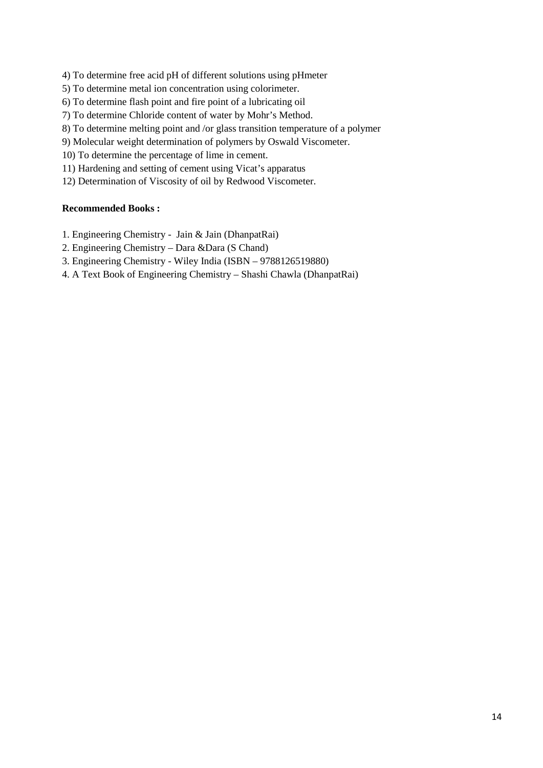4) To determine free acid pH of different solutions using pHmeter

5) To determine metal ion concentration using colorimeter.

6) To determine flash point and fire point of a lubricating oil

7) To determine Chloride content of water by Mohr's Method.

8) To determine melting point and /or glass transition temperature of a polymer

9) Molecular weight determination of polymers by Oswald Viscometer.

10) To determine the percentage of lime in cement.

11) Hardening and setting of cement using Vicat's apparatus

12) Determination of Viscosity of oil by Redwood Viscometer.

**Recommended Books :**

1. Engineering Chemistry - Jain & Jain (DhanpatRai)
2. Engineering Chemistry – Dara &Dara (S Chand)
3. Engineering Chemistry - Wiley India (ISBN – 9788126519880)
4. A Text Book of Engineering Chemistry – Shashi Chawla (DhanpatRai)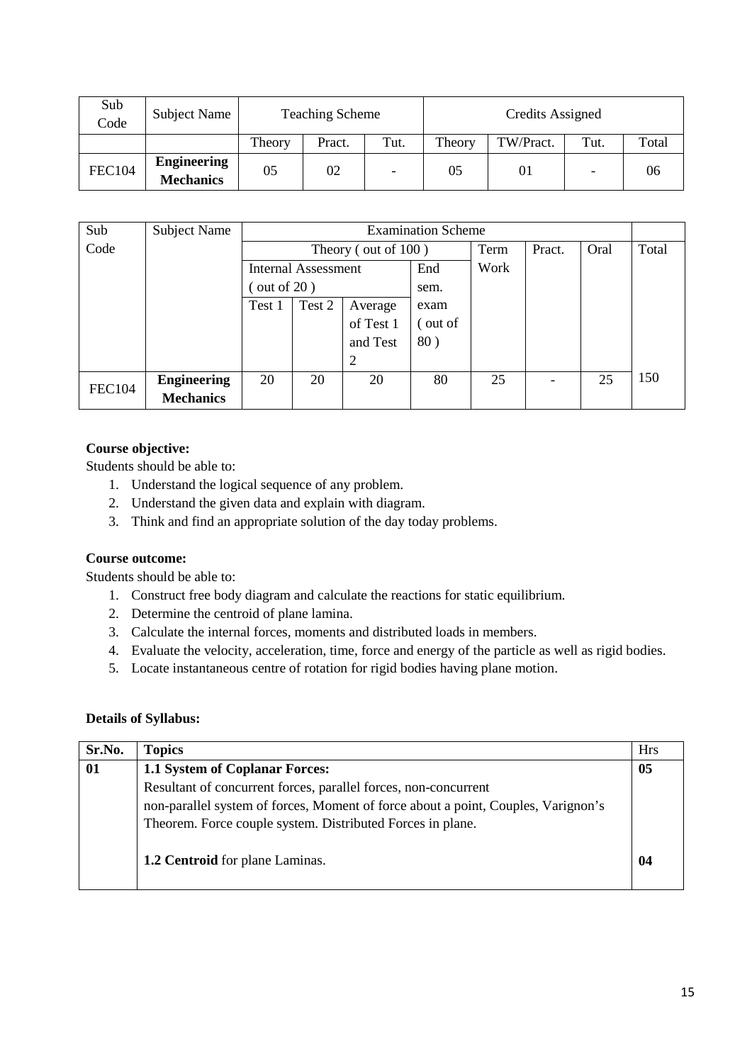| Sub Code | Subject Name | Teaching Scheme | | | Credits Assigned | | | |
|---|---|---|---|---|---|---|---|---|
| | | Theory | Pract. | Tut. | Theory | TW/Pract. | Tut. | Total |
| FEC104 | **Engineering Mechanics** | 05 | 02 | - | 05 | 01 | - | 06 |

| Sub Code | Subject Name | Examination Scheme | | | | | | | |
|---|---|---|---|---|---|---|---|---|---|
| | | Theory ( out of 100 ) | | | | Term Work | Pract. | Oral | Total |
| | | Internal Assessment ( out of 20 ) | | | End sem. exam ( out of 80 ) | | | | |
| | | Test 1 | Test 2 | Average of Test 1 and Test 2 | | | | | |
| FEC104 | **Engineering Mechanics** | 20 | 20 | 20 | 80 | 25 | - | 25 | 150 |

**Course objective:**

Students should be able to:

1. Understand the logical sequence of any problem.
2. Understand the given data and explain with diagram.
3. Think and find an appropriate solution of the day today problems.

**Course outcome:**

Students should be able to:

1. Construct free body diagram and calculate the reactions for static equilibrium.
2. Determine the centroid of plane lamina.
3. Calculate the internal forces, moments and distributed loads in members.
4. Evaluate the velocity, acceleration, time, force and energy of the particle as well as rigid bodies.
5. Locate instantaneous centre of rotation for rigid bodies having plane motion.

**Details of Syllabus:**

| **Sr.No.** | **Topics** | Hrs |
|---|---|---|
| **01** | **1.1 System of Coplanar Forces:** Resultant of concurrent forces, parallel forces, non-concurrent non-parallel system of forces, Moment of force about a point, Couples, Varignon's Theorem. Force couple system. Distributed Forces in plane. | **05** |
| | **1.2 Centroid** for plane Laminas. | **04** |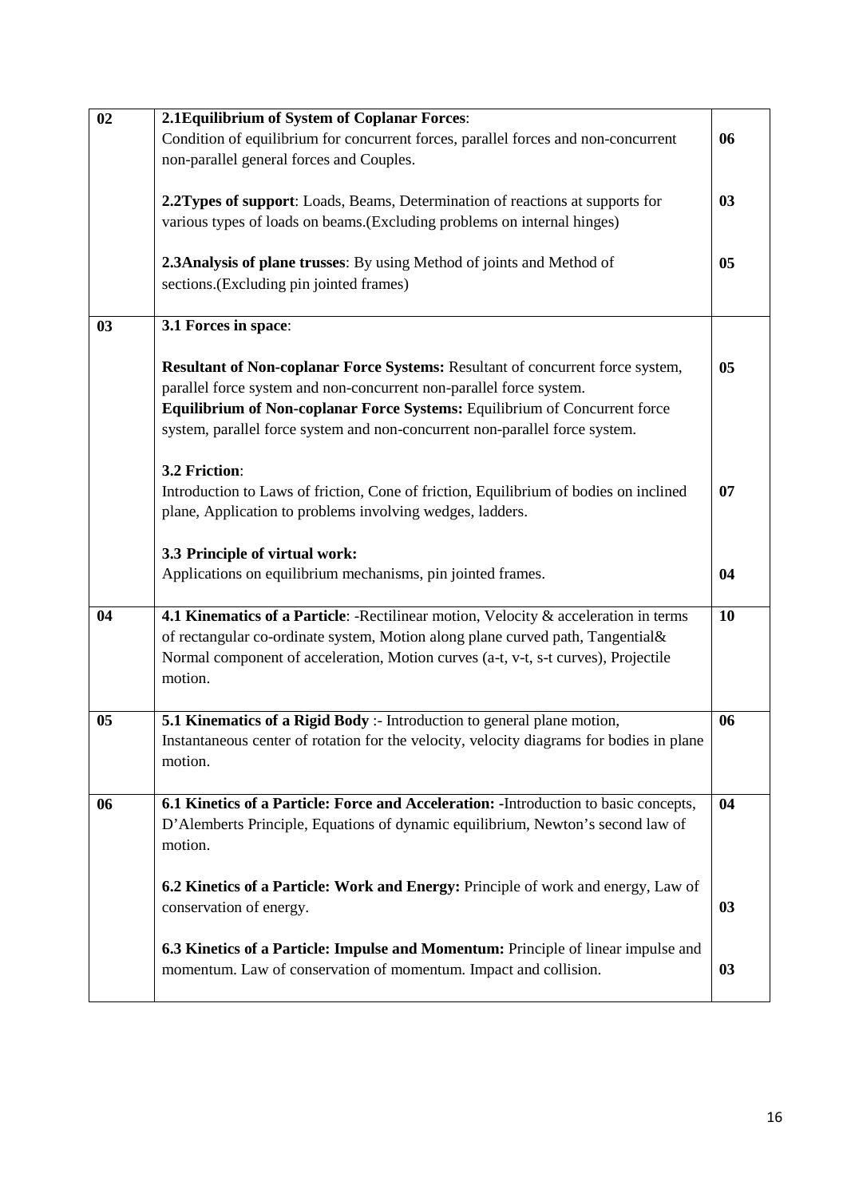| | | |
|---|---|---|
| **02** | **2.1Equilibrium of System of Coplanar Forces**:<br>Condition of equilibrium for concurrent forces, parallel forces and non-concurrent non-parallel general forces and Couples. | **06** |
| | **2.2Types of support**: Loads, Beams, Determination of reactions at supports for various types of loads on beams.(Excluding problems on internal hinges) | **03** |
| | **2.3Analysis of plane trusses**: By using Method of joints and Method of sections.(Excluding pin jointed frames) | **05** |
| **03** | **3.1 Forces in space**:<br><br>**Resultant of Non-coplanar Force Systems:** Resultant of concurrent force system, parallel force system and non-concurrent non-parallel force system.<br>**Equilibrium of Non-coplanar Force Systems:** Equilibrium of Concurrent force system, parallel force system and non-concurrent non-parallel force system. | **05** |
| | **3.2 Friction**:<br>Introduction to Laws of friction, Cone of friction, Equilibrium of bodies on inclined plane, Application to problems involving wedges, ladders. | **07** |
| | **3.3 Principle of virtual work:**<br>Applications on equilibrium mechanisms, pin jointed frames. | **04** |
| **04** | **4.1 Kinematics of a Particle**: -Rectilinear motion, Velocity & acceleration in terms of rectangular co-ordinate system, Motion along plane curved path, Tangential& Normal component of acceleration, Motion curves (a-t, v-t, s-t curves), Projectile motion. | **10** |
| **05** | **5.1 Kinematics of a Rigid Body** :- Introduction to general plane motion, Instantaneous center of rotation for the velocity, velocity diagrams for bodies in plane motion. | **06** |
| **06** | **6.1 Kinetics of a Particle: Force and Acceleration: -**Introduction to basic concepts, D'Alemberts Principle, Equations of dynamic equilibrium, Newton's second law of motion. | **04** |
| | **6.2 Kinetics of a Particle: Work and Energy:** Principle of work and energy, Law of conservation of energy. | **03** |
| | **6.3 Kinetics of a Particle: Impulse and Momentum:** Principle of linear impulse and momentum. Law of conservation of momentum. Impact and collision. | **03** |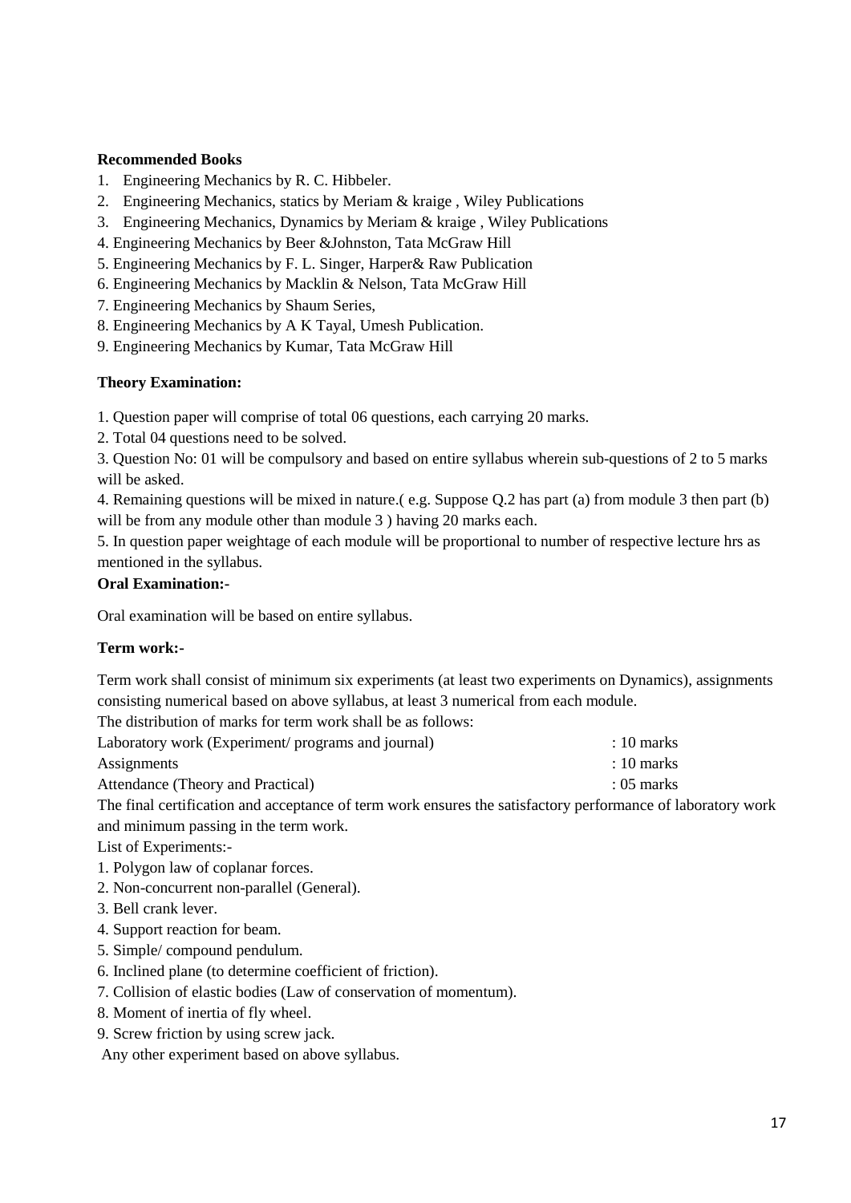**Recommended Books**

1. Engineering Mechanics by R. C. Hibbeler.
2. Engineering Mechanics, statics by Meriam & kraige , Wiley Publications
3. Engineering Mechanics, Dynamics by Meriam & kraige , Wiley Publications
4. Engineering Mechanics by Beer &Johnston, Tata McGraw Hill
5. Engineering Mechanics by F. L. Singer, Harper& Raw Publication
6. Engineering Mechanics by Macklin & Nelson, Tata McGraw Hill
7. Engineering Mechanics by Shaum Series,
8. Engineering Mechanics by A K Tayal, Umesh Publication.
9. Engineering Mechanics by Kumar, Tata McGraw Hill

**Theory Examination:**

1. Question paper will comprise of total 06 questions, each carrying 20 marks.
2. Total 04 questions need to be solved.
3. Question No: 01 will be compulsory and based on entire syllabus wherein sub-questions of 2 to 5 marks will be asked.
4. Remaining questions will be mixed in nature.( e.g. Suppose Q.2 has part (a) from module 3 then part (b) will be from any module other than module 3 ) having 20 marks each.
5. In question paper weightage of each module will be proportional to number of respective lecture hrs as mentioned in the syllabus.

**Oral Examination:-**

Oral examination will be based on entire syllabus.

**Term work:-**

Term work shall consist of minimum six experiments (at least two experiments on Dynamics), assignments consisting numerical based on above syllabus, at least 3 numerical from each module.

The distribution of marks for term work shall be as follows:

| | |
|---|---|
| Laboratory work (Experiment/ programs and journal) | : 10 marks |
| Assignments | : 10 marks |
| Attendance (Theory and Practical) | : 05 marks |

The final certification and acceptance of term work ensures the satisfactory performance of laboratory work and minimum passing in the term work.

List of Experiments:-

1. Polygon law of coplanar forces.
2. Non-concurrent non-parallel (General).
3. Bell crank lever.
4. Support reaction for beam.
5. Simple/ compound pendulum.
6. Inclined plane (to determine coefficient of friction).
7. Collision of elastic bodies (Law of conservation of momentum).
8. Moment of inertia of fly wheel.
9. Screw friction by using screw jack.

Any other experiment based on above syllabus.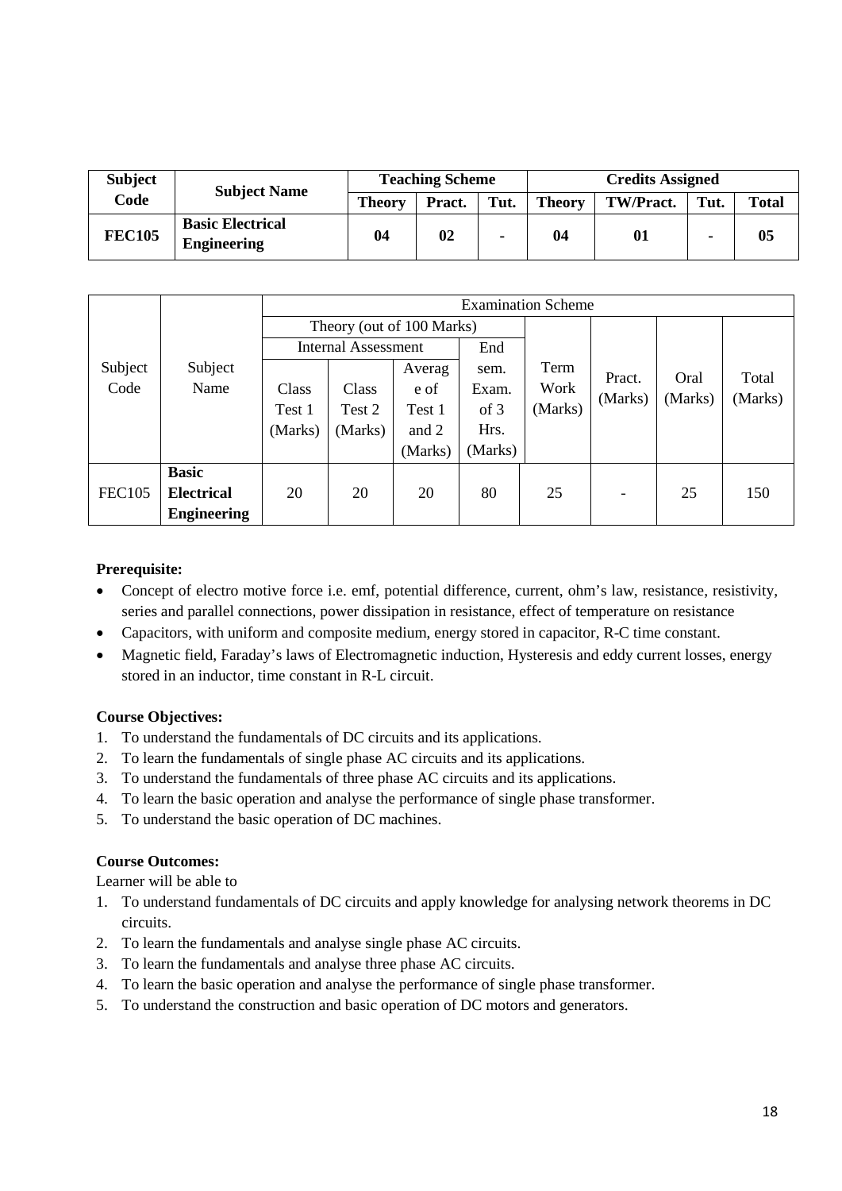| Subject Code | Subject Name | Teaching Scheme | | | Credits Assigned | | | |
|---|---|---|---|---|---|---|---|---|
| | | Theory | Pract. | Tut. | Theory | TW/Pract. | Tut. | Total |
| **FEC105** | **Basic Electrical Engineering** | **04** | **02** | **-** | **04** | **01** | **-** | **05** |

| Subject Code | Subject Name | Examination Scheme | | | | | | | |
|---|---|---|---|---|---|---|---|---|---|
| | | Theory (out of 100 Marks) | | | | Term Work (Marks) | Pract. (Marks) | Oral (Marks) | Total (Marks) |
| | | Internal Assessment | | | End sem. Exam. of 3 Hrs. (Marks) | | | | |
| | | Class Test 1 (Marks) | Class Test 2 (Marks) | Average of Test 1 and 2 (Marks) | | | | | |
| FEC105 | **Basic Electrical Engineering** | 20 | 20 | 20 | 80 | 25 | - | 25 | 150 |

**Prerequisite:**

- Concept of electro motive force i.e. emf, potential difference, current, ohm's law, resistance, resistivity, series and parallel connections, power dissipation in resistance, effect of temperature on resistance
- Capacitors, with uniform and composite medium, energy stored in capacitor, R-C time constant.
- Magnetic field, Faraday's laws of Electromagnetic induction, Hysteresis and eddy current losses, energy stored in an inductor, time constant in R-L circuit.

**Course Objectives:**

1. To understand the fundamentals of DC circuits and its applications.
2. To learn the fundamentals of single phase AC circuits and its applications.
3. To understand the fundamentals of three phase AC circuits and its applications.
4. To learn the basic operation and analyse the performance of single phase transformer.
5. To understand the basic operation of DC machines.

**Course Outcomes:**

Learner will be able to

1. To understand fundamentals of DC circuits and apply knowledge for analysing network theorems in DC circuits.
2. To learn the fundamentals and analyse single phase AC circuits.
3. To learn the fundamentals and analyse three phase AC circuits.
4. To learn the basic operation and analyse the performance of single phase transformer.
5. To understand the construction and basic operation of DC motors and generators.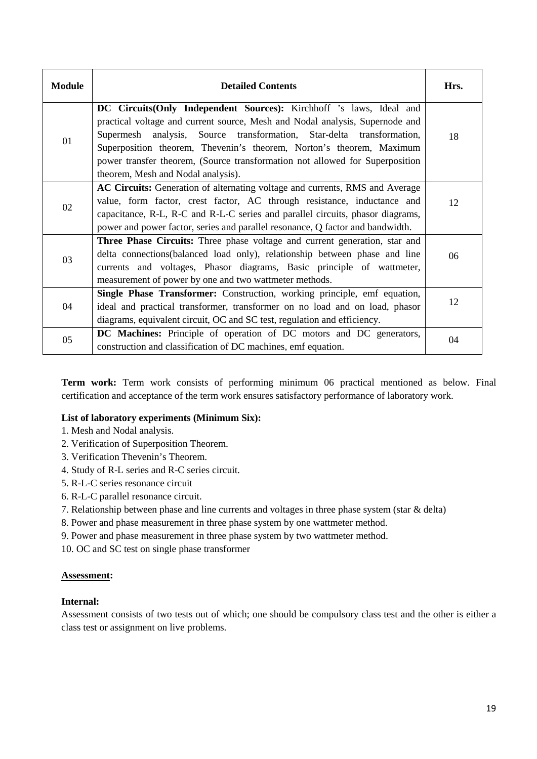| Module | Detailed Contents | Hrs. |
|---|---|---|
| 01 | **DC Circuits(Only Independent Sources):** Kirchhoff 's laws, Ideal and practical voltage and current source, Mesh and Nodal analysis, Supernode and Supermesh analysis, Source transformation, Star-delta transformation, Superposition theorem, Thevenin's theorem, Norton's theorem, Maximum power transfer theorem, (Source transformation not allowed for Superposition theorem, Mesh and Nodal analysis). | 18 |
| 02 | **AC Circuits:** Generation of alternating voltage and currents, RMS and Average value, form factor, crest factor, AC through resistance, inductance and capacitance, R-L, R-C and R-L-C series and parallel circuits, phasor diagrams, power and power factor, series and parallel resonance, Q factor and bandwidth. | 12 |
| 03 | **Three Phase Circuits:** Three phase voltage and current generation, star and delta connections(balanced load only), relationship between phase and line currents and voltages, Phasor diagrams, Basic principle of wattmeter, measurement of power by one and two wattmeter methods. | 06 |
| 04 | **Single Phase Transformer:** Construction, working principle, emf equation, ideal and practical transformer, transformer on no load and on load, phasor diagrams, equivalent circuit, OC and SC test, regulation and efficiency. | 12 |
| 05 | **DC Machines:** Principle of operation of DC motors and DC generators, construction and classification of DC machines, emf equation. | 04 |

**Term work:** Term work consists of performing minimum 06 practical mentioned as below. Final certification and acceptance of the term work ensures satisfactory performance of laboratory work.

**List of laboratory experiments (Minimum Six):**

1. Mesh and Nodal analysis.
2. Verification of Superposition Theorem.
3. Verification Thevenin's Theorem.
4. Study of R-L series and R-C series circuit.
5. R-L-C series resonance circuit
6. R-L-C parallel resonance circuit.
7. Relationship between phase and line currents and voltages in three phase system (star & delta)
8. Power and phase measurement in three phase system by one wattmeter method.
9. Power and phase measurement in three phase system by two wattmeter method.
10. OC and SC test on single phase transformer

**Assessment:**

**Internal:**

Assessment consists of two tests out of which; one should be compulsory class test and the other is either a class test or assignment on live problems.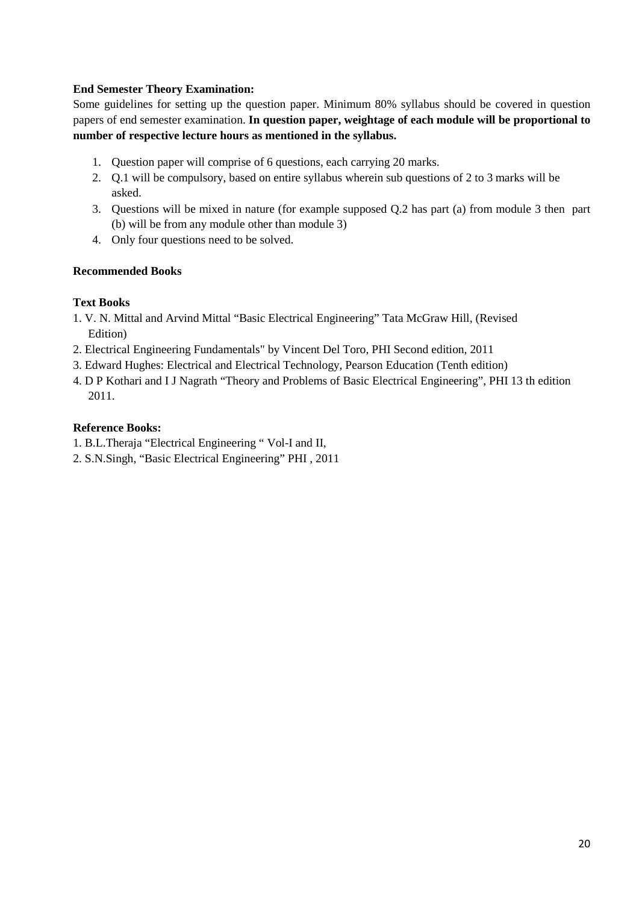**End Semester Theory Examination:**

Some guidelines for setting up the question paper. Minimum 80% syllabus should be covered in question papers of end semester examination. **In question paper, weightage of each module will be proportional to number of respective lecture hours as mentioned in the syllabus.**

1. Question paper will comprise of 6 questions, each carrying 20 marks.
2. Q.1 will be compulsory, based on entire syllabus wherein sub questions of 2 to 3 marks will be asked.
3. Questions will be mixed in nature (for example supposed Q.2 has part (a) from module 3 then part (b) will be from any module other than module 3)
4. Only four questions need to be solved.

**Recommended Books**

**Text Books**

1. V. N. Mittal and Arvind Mittal "Basic Electrical Engineering" Tata McGraw Hill, (Revised Edition)
2. Electrical Engineering Fundamentals" by Vincent Del Toro, PHI Second edition, 2011
3. Edward Hughes: Electrical and Electrical Technology, Pearson Education (Tenth edition)
4. D P Kothari and I J Nagrath "Theory and Problems of Basic Electrical Engineering", PHI 13 th edition 2011.

**Reference Books:**

1. B.L.Theraja "Electrical Engineering " Vol-I and II,
2. S.N.Singh, "Basic Electrical Engineering" PHI , 2011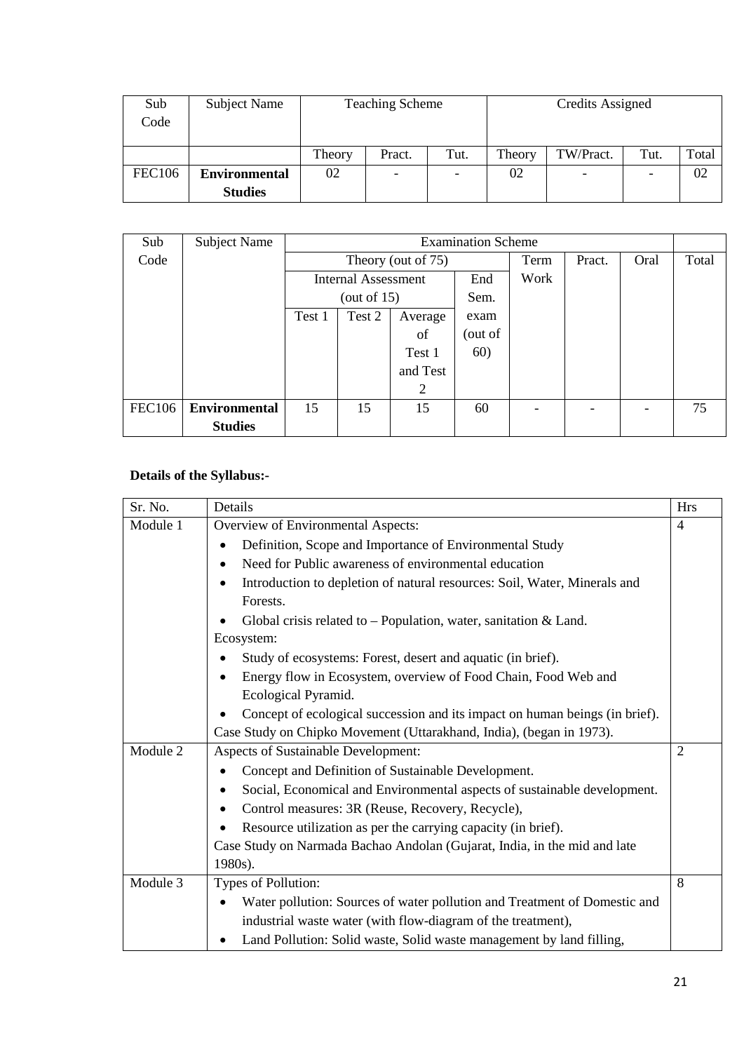| Sub Code | Subject Name | Teaching Scheme | | | Credits Assigned | | | |
|---|---|---|---|---|---|---|---|---|
| | | Theory | Pract. | Tut. | Theory | TW/Pract. | Tut. | Total |
| FEC106 | **Environmental Studies** | 02 | - | - | 02 | - | - | 02 |

| Sub Code | Subject Name | Examination Scheme | | | | | | | |
|---|---|---|---|---|---|---|---|---|---|
| | | Theory (out of 75) | | | | Term Work | Pract. | Oral | Total |
| | | Internal Assessment (out of 15) | | | End Sem. exam (out of 60) | | | | |
| | | Test 1 | Test 2 | Average of Test 1 and Test 2 | | | | | |
| FEC106 | **Environmental Studies** | 15 | 15 | 15 | 60 | - | - | - | 75 |

**Details of the Syllabus:-**

| Sr. No. | Details | Hrs |
|---|---|---|
| Module 1 | Overview of Environmental Aspects:<br>• Definition, Scope and Importance of Environmental Study<br>• Need for Public awareness of environmental education<br>• Introduction to depletion of natural resources: Soil, Water, Minerals and Forests.<br>• Global crisis related to – Population, water, sanitation & Land.<br>Ecosystem:<br>• Study of ecosystems: Forest, desert and aquatic (in brief).<br>• Energy flow in Ecosystem, overview of Food Chain, Food Web and Ecological Pyramid.<br>• Concept of ecological succession and its impact on human beings (in brief).<br>Case Study on Chipko Movement (Uttarakhand, India), (began in 1973). | 4 |
| Module 2 | Aspects of Sustainable Development:<br>• Concept and Definition of Sustainable Development.<br>• Social, Economical and Environmental aspects of sustainable development.<br>• Control measures: 3R (Reuse, Recovery, Recycle),<br>• Resource utilization as per the carrying capacity (in brief).<br>Case Study on Narmada Bachao Andolan (Gujarat, India, in the mid and late 1980s). | 2 |
| Module 3 | Types of Pollution:<br>• Water pollution: Sources of water pollution and Treatment of Domestic and industrial waste water (with flow-diagram of the treatment),<br>• Land Pollution: Solid waste, Solid waste management by land filling, | 8 |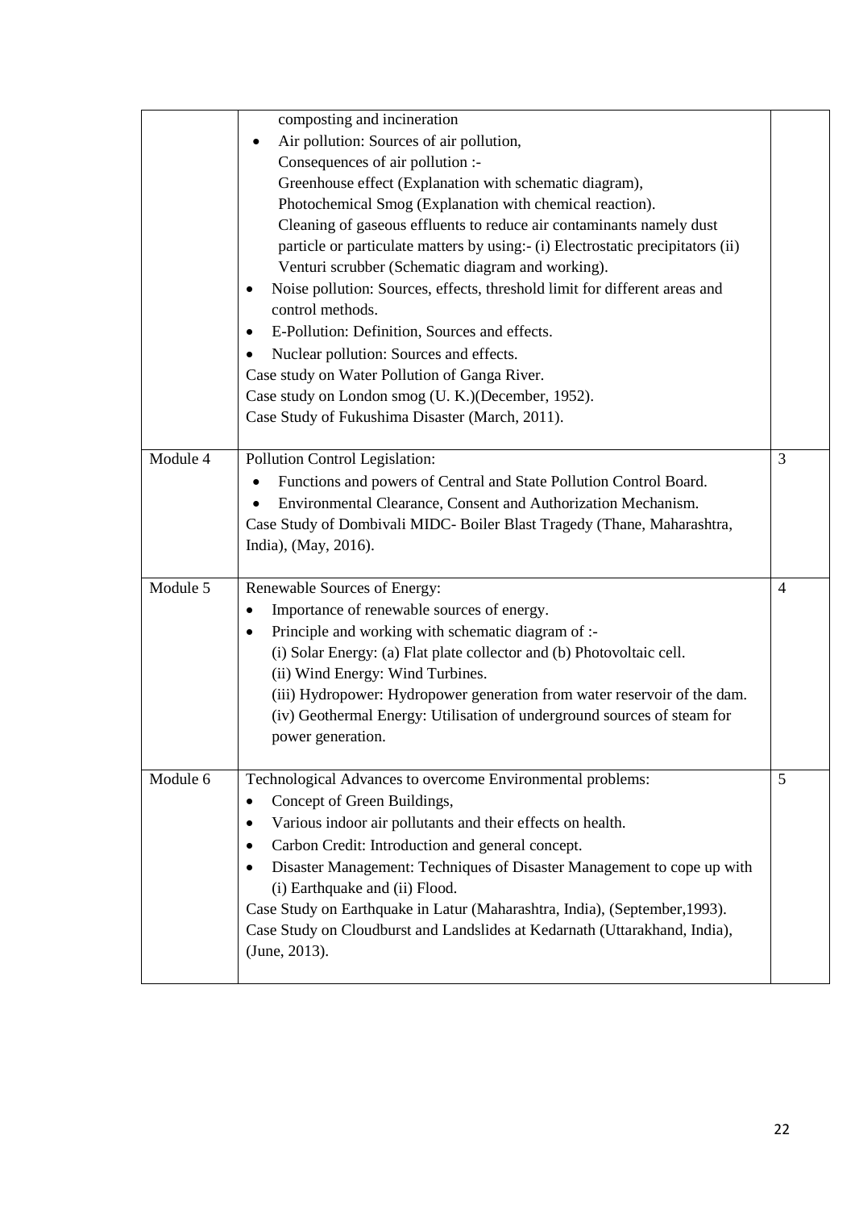|  |  |  |
|---|---|---|
|  | composting and incineration<br>• Air pollution: Sources of air pollution,<br>Consequences of air pollution :-<br>Greenhouse effect (Explanation with schematic diagram),<br>Photochemical Smog (Explanation with chemical reaction).<br>Cleaning of gaseous effluents to reduce air contaminants namely dust particle or particulate matters by using:- (i) Electrostatic precipitators (ii) Venturi scrubber (Schematic diagram and working).<br>• Noise pollution: Sources, effects, threshold limit for different areas and control methods.<br>• E-Pollution: Definition, Sources and effects.<br>• Nuclear pollution: Sources and effects.<br>Case study on Water Pollution of Ganga River.<br>Case study on London smog (U. K.)(December, 1952).<br>Case Study of Fukushima Disaster (March, 2011). |  |
| Module 4 | Pollution Control Legislation:<br>• Functions and powers of Central and State Pollution Control Board.<br>• Environmental Clearance, Consent and Authorization Mechanism.<br>Case Study of Dombivali MIDC- Boiler Blast Tragedy (Thane, Maharashtra, India), (May, 2016). | 3 |
| Module 5 | Renewable Sources of Energy:<br>• Importance of renewable sources of energy.<br>• Principle and working with schematic diagram of :-<br>(i) Solar Energy: (a) Flat plate collector and (b) Photovoltaic cell.<br>(ii) Wind Energy: Wind Turbines.<br>(iii) Hydropower: Hydropower generation from water reservoir of the dam.<br>(iv) Geothermal Energy: Utilisation of underground sources of steam for power generation. | 4 |
| Module 6 | Technological Advances to overcome Environmental problems:<br>• Concept of Green Buildings,<br>• Various indoor air pollutants and their effects on health.<br>• Carbon Credit: Introduction and general concept.<br>• Disaster Management: Techniques of Disaster Management to cope up with (i) Earthquake and (ii) Flood.<br>Case Study on Earthquake in Latur (Maharashtra, India), (September,1993).<br>Case Study on Cloudburst and Landslides at Kedarnath (Uttarakhand, India), (June, 2013). | 5 |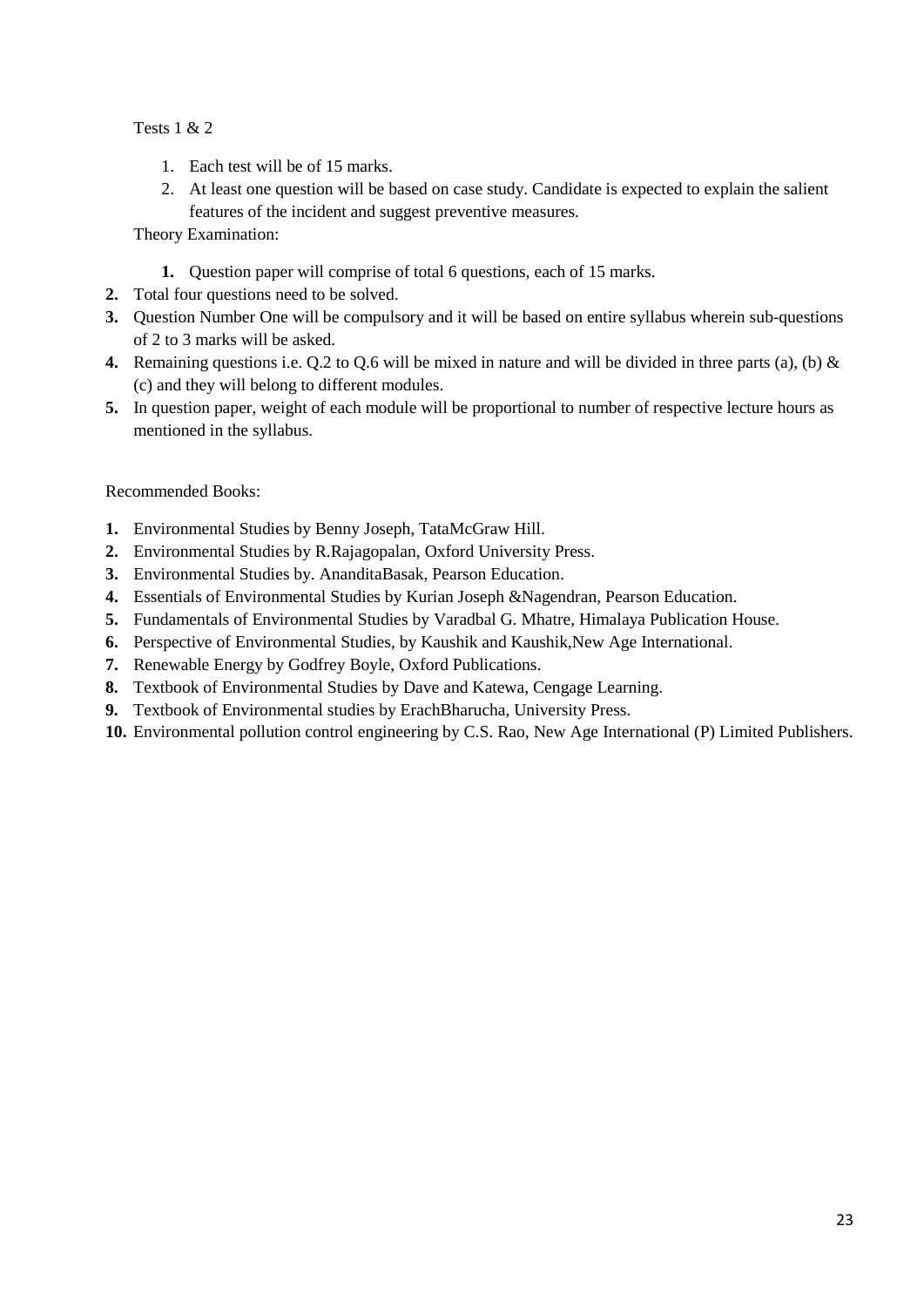Tests 1 & 2

1. Each test will be of 15 marks.
2. At least one question will be based on case study. Candidate is expected to explain the salient features of the incident and suggest preventive measures.

Theory Examination:

1. Question paper will comprise of total 6 questions, each of 15 marks.
2. Total four questions need to be solved.
3. Question Number One will be compulsory and it will be based on entire syllabus wherein sub-questions of 2 to 3 marks will be asked.
4. Remaining questions i.e. Q.2 to Q.6 will be mixed in nature and will be divided in three parts (a), (b) & (c) and they will belong to different modules.
5. In question paper, weight of each module will be proportional to number of respective lecture hours as mentioned in the syllabus.

Recommended Books:

1. Environmental Studies by Benny Joseph, TataMcGraw Hill.
2. Environmental Studies by R.Rajagopalan, Oxford University Press.
3. Environmental Studies by. AnanditaBasak, Pearson Education.
4. Essentials of Environmental Studies by Kurian Joseph &Nagendran, Pearson Education.
5. Fundamentals of Environmental Studies by Varadbal G. Mhatre, Himalaya Publication House.
6. Perspective of Environmental Studies, by Kaushik and Kaushik,New Age International.
7. Renewable Energy by Godfrey Boyle, Oxford Publications.
8. Textbook of Environmental Studies by Dave and Katewa, Cengage Learning.
9. Textbook of Environmental studies by ErachBharucha, University Press.
10. Environmental pollution control engineering by C.S. Rao, New Age International (P) Limited Publishers.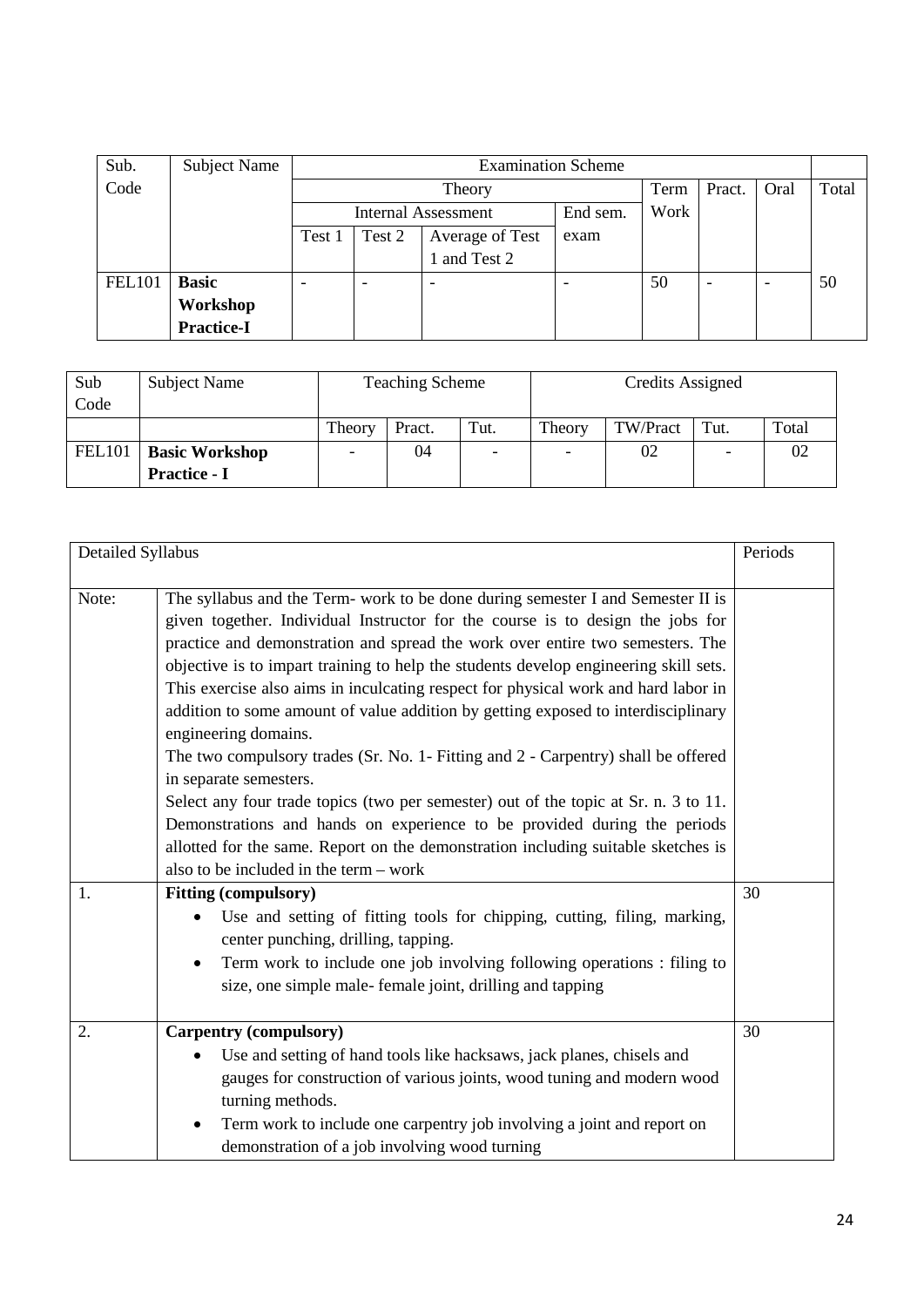| Sub. Code | Subject Name | Examination Scheme | | | | | | | | |
|---|---|---|---|---|---|---|---|---|---|---|
| | | Theory | | | | Term Work | Pract. | Oral | Total |
| | | Internal Assessment | | | End sem. exam | | | | |
| | | Test 1 | Test 2 | Average of Test 1 and Test 2 | | | | | |
| FEL101 | **Basic Workshop Practice-I** | - | - | - | - | 50 | - | - | 50 |

| Sub Code | Subject Name | Teaching Scheme | | | Credits Assigned | | | |
|---|---|---|---|---|---|---|---|---|
| | | Theory | Pract. | Tut. | Theory | TW/Pract | Tut. | Total |
| FEL101 | **Basic Workshop Practice - I** | - | 04 | - | - | 02 | - | 02 |

| Detailed Syllabus | | Periods |
|---|---|---|
| Note: | The syllabus and the Term- work to be done during semester I and Semester II is given together. Individual Instructor for the course is to design the jobs for practice and demonstration and spread the work over entire two semesters. The objective is to impart training to help the students develop engineering skill sets. This exercise also aims in inculcating respect for physical work and hard labor in addition to some amount of value addition by getting exposed to interdisciplinary engineering domains.<br>The two compulsory trades (Sr. No. 1- Fitting and 2 - Carpentry) shall be offered in separate semesters.<br>Select any four trade topics (two per semester) out of the topic at Sr. n. 3 to 11. Demonstrations and hands on experience to be provided during the periods allotted for the same. Report on the demonstration including suitable sketches is also to be included in the term – work | |
| 1. | **Fitting (compulsory)**<br>• Use and setting of fitting tools for chipping, cutting, filing, marking, center punching, drilling, tapping.<br>• Term work to include one job involving following operations : filing to size, one simple male- female joint, drilling and tapping | 30 |
| 2. | **Carpentry (compulsory)**<br>• Use and setting of hand tools like hacksaws, jack planes, chisels and gauges for construction of various joints, wood tuning and modern wood turning methods.<br>• Term work to include one carpentry job involving a joint and report on demonstration of a job involving wood turning | 30 |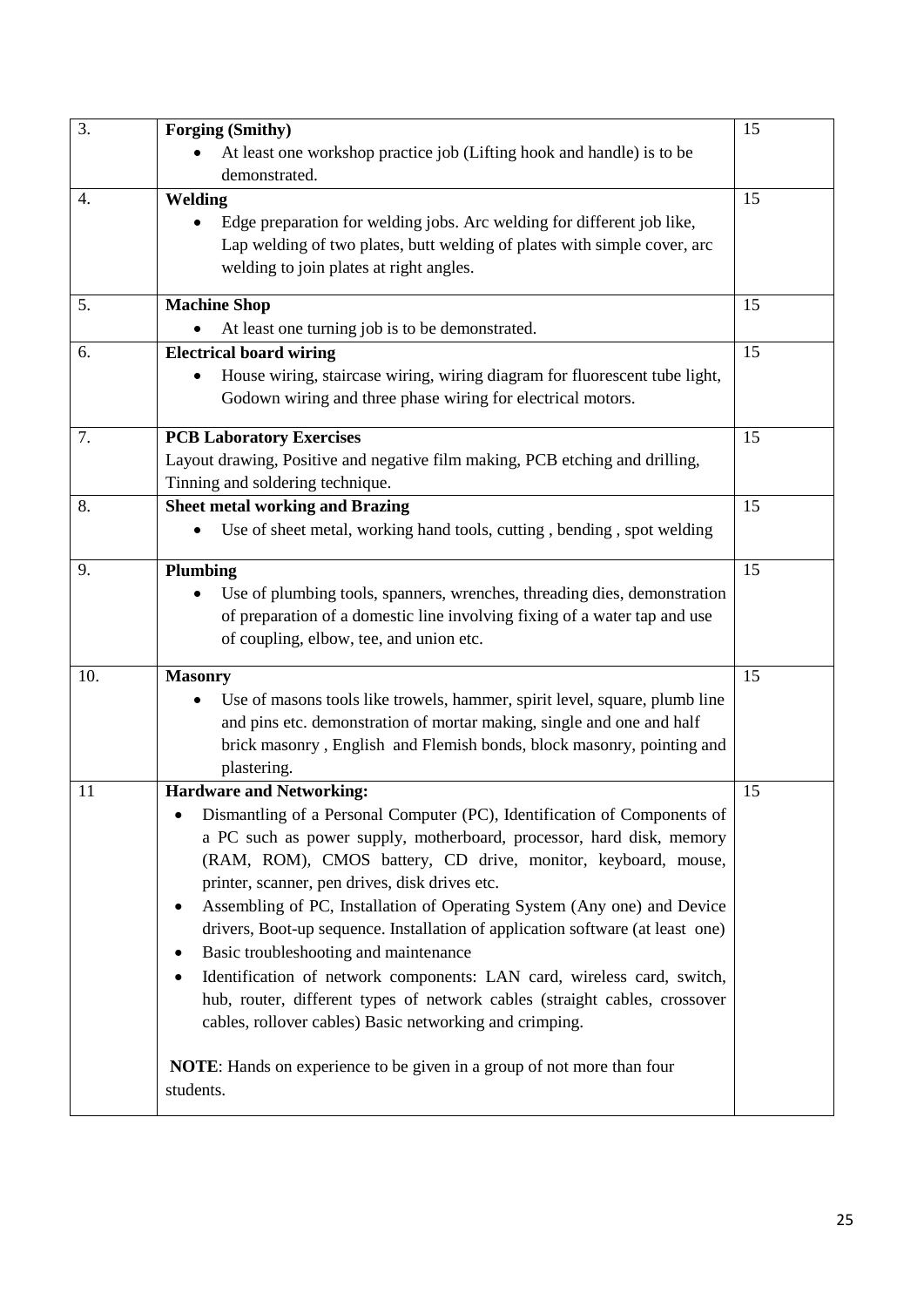| 3. | **Forging (Smithy)**<br>• At least one workshop practice job (Lifting hook and handle) is to be demonstrated. | 15 |
|---|---|---|
| 4. | **Welding**<br>• Edge preparation for welding jobs. Arc welding for different job like, Lap welding of two plates, butt welding of plates with simple cover, arc welding to join plates at right angles. | 15 |
| 5. | **Machine Shop**<br>• At least one turning job is to be demonstrated. | 15 |
| 6. | **Electrical board wiring**<br>• House wiring, staircase wiring, wiring diagram for fluorescent tube light, Godown wiring and three phase wiring for electrical motors. | 15 |
| 7. | **PCB Laboratory Exercises**<br>Layout drawing, Positive and negative film making, PCB etching and drilling, Tinning and soldering technique. | 15 |
| 8. | **Sheet metal working and Brazing**<br>• Use of sheet metal, working hand tools, cutting , bending , spot welding | 15 |
| 9. | **Plumbing**<br>• Use of plumbing tools, spanners, wrenches, threading dies, demonstration of preparation of a domestic line involving fixing of a water tap and use of coupling, elbow, tee, and union etc. | 15 |
| 10. | **Masonry**<br>• Use of masons tools like trowels, hammer, spirit level, square, plumb line and pins etc. demonstration of mortar making, single and one and half brick masonry , English and Flemish bonds, block masonry, pointing and plastering. | 15 |
| 11 | **Hardware and Networking:**<br>• Dismantling of a Personal Computer (PC), Identification of Components of a PC such as power supply, motherboard, processor, hard disk, memory (RAM, ROM), CMOS battery, CD drive, monitor, keyboard, mouse, printer, scanner, pen drives, disk drives etc.<br>• Assembling of PC, Installation of Operating System (Any one) and Device drivers, Boot-up sequence. Installation of application software (at least one)<br>• Basic troubleshooting and maintenance<br>• Identification of network components: LAN card, wireless card, switch, hub, router, different types of network cables (straight cables, crossover cables, rollover cables) Basic networking and crimping.<br><br>**NOTE**: Hands on experience to be given in a group of not more than four students. | 15 |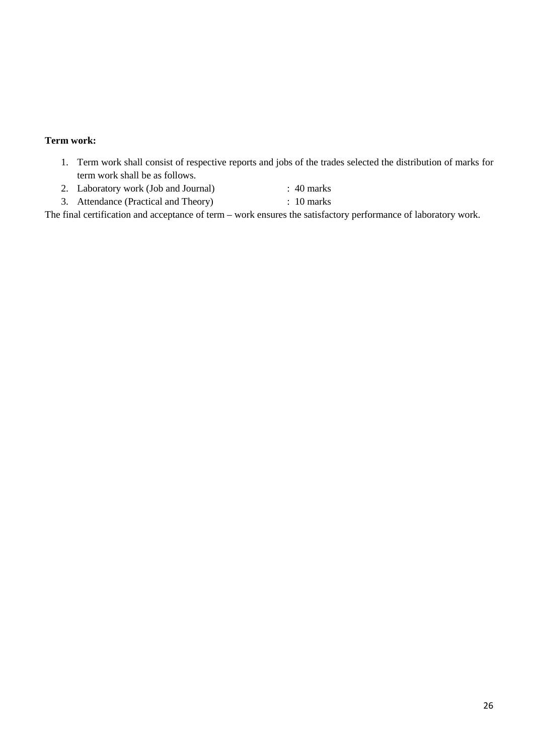**Term work:**

1. Term work shall consist of respective reports and jobs of the trades selected the distribution of marks for term work shall be as follows.
2. Laboratory work (Job and Journal) : 40 marks
3. Attendance (Practical and Theory) : 10 marks

The final certification and acceptance of term – work ensures the satisfactory performance of laboratory work.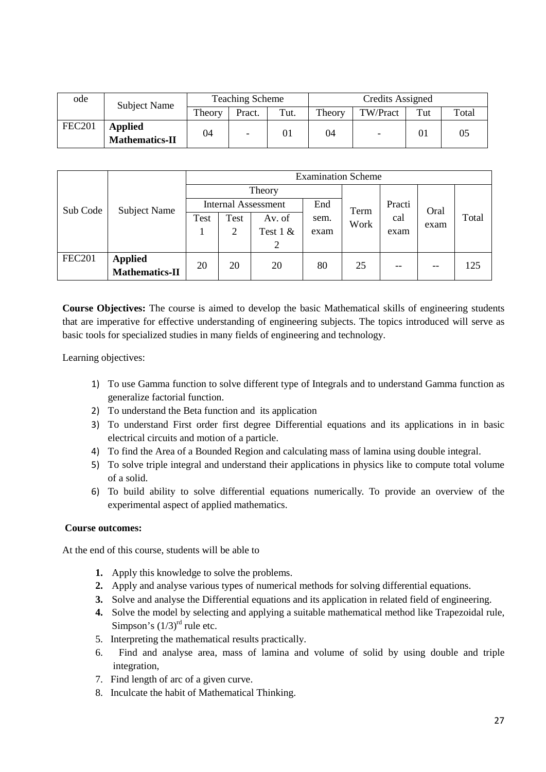| ode | Subject Name | Teaching Scheme | | | Credits Assigned | | | |
|---|---|---|---|---|---|---|---|---|
| | | Theory | Pract. | Tut. | Theory | TW/Pract | Tut | Total |
| FEC201 | **Applied Mathematics-II** | 04 | - | 01 | 04 | - | 01 | 05 |

| Sub Code | Subject Name | Examination Scheme | | | | | | | |
|---|---|---|---|---|---|---|---|---|---|
| | | Theory | | | | Term Work | Practical exam | Oral exam | Total |
| | | Internal Assessment | | | End sem. exam | | | | |
| | | Test 1 | Test 2 | Av. of Test 1 & 2 | | | | | |
| FEC201 | **Applied Mathematics-II** | 20 | 20 | 20 | 80 | 25 | -- | -- | 125 |

**Course Objectives:** The course is aimed to develop the basic Mathematical skills of engineering students that are imperative for effective understanding of engineering subjects. The topics introduced will serve as basic tools for specialized studies in many fields of engineering and technology.

Learning objectives:

1) To use Gamma function to solve different type of Integrals and to understand Gamma function as generalize factorial function.
2) To understand the Beta function and its application
3) To understand First order first degree Differential equations and its applications in in basic electrical circuits and motion of a particle.
4) To find the Area of a Bounded Region and calculating mass of lamina using double integral.
5) To solve triple integral and understand their applications in physics like to compute total volume of a solid.
6) To build ability to solve differential equations numerically. To provide an overview of the experimental aspect of applied mathematics.

**Course outcomes:**

At the end of this course, students will be able to

1. Apply this knowledge to solve the problems.
2. Apply and analyse various types of numerical methods for solving differential equations.
3. Solve and analyse the Differential equations and its application in related field of engineering.
4. Solve the model by selecting and applying a suitable mathematical method like Trapezoidal rule, Simpson's $(1/3)^{rd}$ rule etc.
5. Interpreting the mathematical results practically.
6. Find and analyse area, mass of lamina and volume of solid by using double and triple integration,
7. Find length of arc of a given curve.
8. Inculcate the habit of Mathematical Thinking.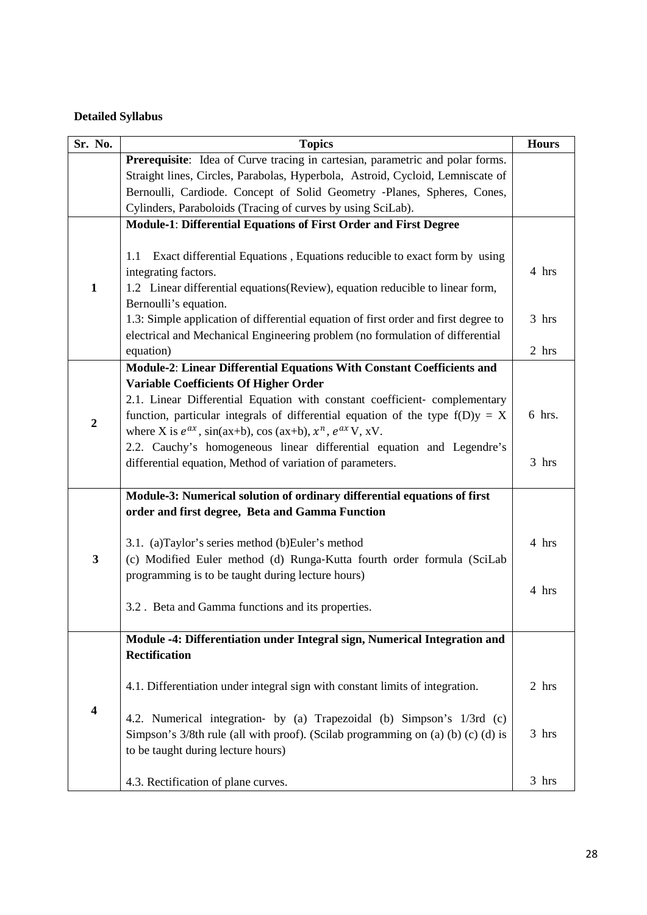**Detailed Syllabus**

| Sr. No. | Topics | Hours |
|---|---|---|
| | **Prerequisite**: Idea of Curve tracing in cartesian, parametric and polar forms. Straight lines, Circles, Parabolas, Hyperbola, Astroid, Cycloid, Lemniscate of Bernoulli, Cardiode. Concept of Solid Geometry -Planes, Spheres, Cones, Cylinders, Paraboloids (Tracing of curves by using SciLab). | |
| **1** | **Module-1**: **Differential Equations of First Order and First Degree**<br><br>1.1 Exact differential Equations , Equations reducible to exact form by using integrating factors.<br>1.2 Linear differential equations(Review), equation reducible to linear form, Bernoulli's equation.<br>1.3: Simple application of differential equation of first order and first degree to electrical and Mechanical Engineering problem (no formulation of differential equation) | 4 hrs<br><br>3 hrs<br><br>2 hrs |
| **2** | **Module-2**: **Linear Differential Equations With Constant Coefficients and Variable Coefficients Of Higher Order**<br>2.1. Linear Differential Equation with constant coefficient- complementary function, particular integrals of differential equation of the type f(D)y = X where X is $e^{ax}$, sin(ax+b), cos (ax+b), $x^n$, $e^{ax}$V, xV.<br>2.2. Cauchy's homogeneous linear differential equation and Legendre's differential equation, Method of variation of parameters. | 6 hrs.<br><br>3 hrs |
| **3** | **Module-3: Numerical solution of ordinary differential equations of first order and first degree, Beta and Gamma Function**<br><br>3.1. (a)Taylor's series method (b)Euler's method<br>(c) Modified Euler method (d) Runga-Kutta fourth order formula (SciLab programming is to be taught during lecture hours)<br><br>3.2 . Beta and Gamma functions and its properties. | 4 hrs<br><br>4 hrs |
| **4** | **Module -4: Differentiation under Integral sign, Numerical Integration and Rectification**<br><br>4.1. Differentiation under integral sign with constant limits of integration.<br><br>4.2. Numerical integration- by (a) Trapezoidal (b) Simpson's 1/3rd (c) Simpson's 3/8th rule (all with proof). (Scilab programming on (a) (b) (c) (d) is to be taught during lecture hours)<br><br>4.3. Rectification of plane curves. | 2 hrs<br><br>3 hrs<br><br>3 hrs |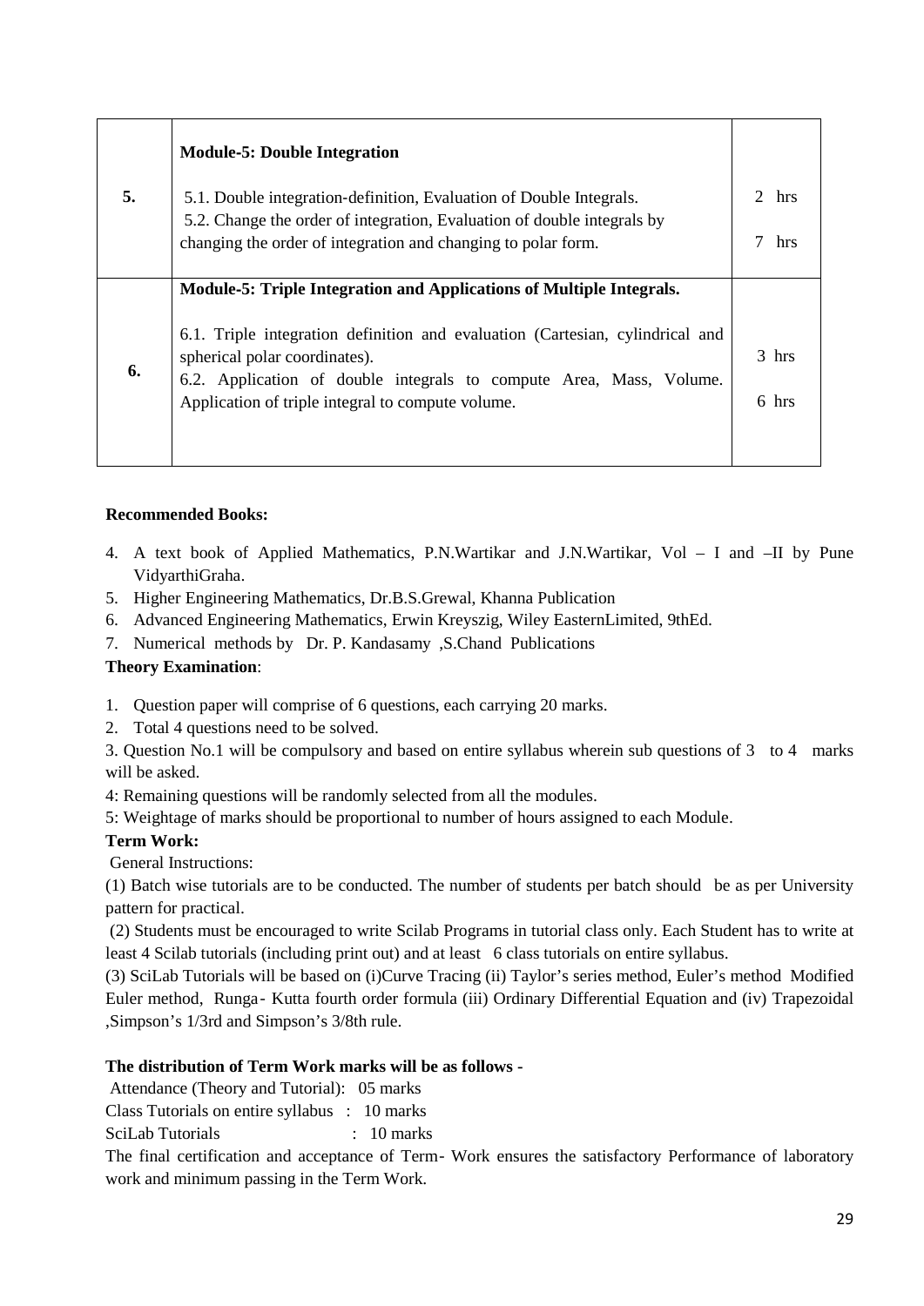| | | |
|---|---|---|
| **5.** | **Module-5: Double Integration**<br><br>5.1. Double integration-definition, Evaluation of Double Integrals.<br>5.2. Change the order of integration, Evaluation of double integrals by changing the order of integration and changing to polar form. | <br><br>2 hrs<br><br>7 hrs |
| **6.** | **Module-5: Triple Integration and Applications of Multiple Integrals.**<br><br>6.1. Triple integration definition and evaluation (Cartesian, cylindrical and spherical polar coordinates).<br>6.2. Application of double integrals to compute Area, Mass, Volume. Application of triple integral to compute volume. | <br><br>3 hrs<br><br>6 hrs |

**Recommended Books:**

4. A text book of Applied Mathematics, P.N.Wartikar and J.N.Wartikar, Vol – I and –II by Pune VidyarthiGraha.
5. Higher Engineering Mathematics, Dr.B.S.Grewal, Khanna Publication
6. Advanced Engineering Mathematics, Erwin Kreyszig, Wiley EasternLimited, 9thEd.
7. Numerical methods by Dr. P. Kandasamy ,S.Chand Publications

**Theory Examination**:

1. Question paper will comprise of 6 questions, each carrying 20 marks.
2. Total 4 questions need to be solved.

3. Question No.1 will be compulsory and based on entire syllabus wherein sub questions of 3 to 4 marks will be asked.

4: Remaining questions will be randomly selected from all the modules.

5: Weightage of marks should be proportional to number of hours assigned to each Module.

**Term Work:**

General Instructions:

(1) Batch wise tutorials are to be conducted. The number of students per batch should be as per University pattern for practical.

(2) Students must be encouraged to write Scilab Programs in tutorial class only. Each Student has to write at least 4 Scilab tutorials (including print out) and at least 6 class tutorials on entire syllabus.

(3) SciLab Tutorials will be based on (i)Curve Tracing (ii) Taylor's series method, Euler's method Modified Euler method, Runga- Kutta fourth order formula (iii) Ordinary Differential Equation and (iv) Trapezoidal ,Simpson's 1/3rd and Simpson's 3/8th rule.

**The distribution of Term Work marks will be as follows -**

Attendance (Theory and Tutorial): 05 marks

Class Tutorials on entire syllabus : 10 marks

SciLab Tutorials : 10 marks

The final certification and acceptance of Term- Work ensures the satisfactory Performance of laboratory work and minimum passing in the Term Work.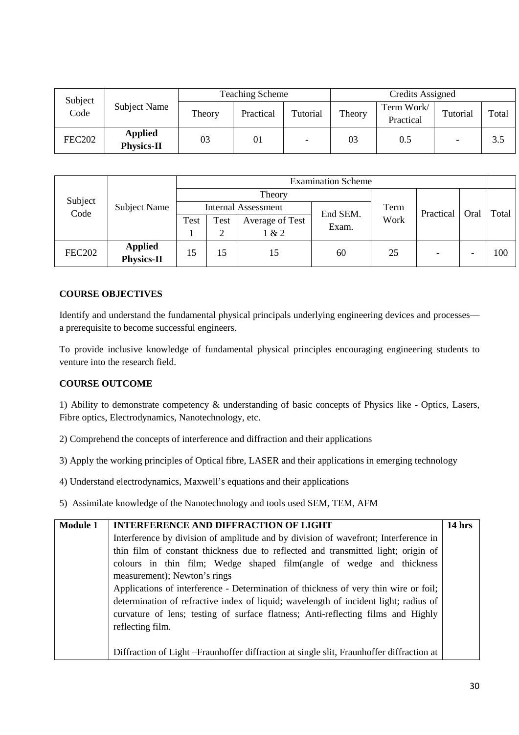| Subject Code | Subject Name | Teaching Scheme | | | Credits Assigned | | | |
|---|---|---|---|---|---|---|---|---|
| | | Theory | Practical | Tutorial | Theory | Term Work/ Practical | Tutorial | Total |
| FEC202 | **Applied Physics-II** | 03 | 01 | - | 03 | 0.5 | - | 3.5 |

| Subject Code | Subject Name | Examination Scheme | | | | | | | | |
|---|---|---|---|---|---|---|---|---|---|---|
| | | Theory | | | | Term Work | Practical | Oral | Total | |
| | | Internal Assessment | | | End SEM. Exam. | | | | | |
| | | Test 1 | Test 2 | Average of Test 1 & 2 | | | | | | |
| FEC202 | **Applied Physics-II** | 15 | 15 | 15 | 60 | 25 | - | - | 100 | |

**COURSE OBJECTIVES**

Identify and understand the fundamental physical principals underlying engineering devices and processes—a prerequisite to become successful engineers.

To provide inclusive knowledge of fundamental physical principles encouraging engineering students to venture into the research field.

**COURSE OUTCOME**

1) Ability to demonstrate competency & understanding of basic concepts of Physics like - Optics, Lasers, Fibre optics, Electrodynamics, Nanotechnology, etc.

2) Comprehend the concepts of interference and diffraction and their applications

3) Apply the working principles of Optical fibre, LASER and their applications in emerging technology

4) Understand electrodynamics, Maxwell's equations and their applications

5) Assimilate knowledge of the Nanotechnology and tools used SEM, TEM, AFM

| **Module 1** | **INTERFERENCE AND DIFFRACTION OF LIGHT**<br>Interference by division of amplitude and by division of wavefront; Interference in thin film of constant thickness due to reflected and transmitted light; origin of colours in thin film; Wedge shaped film(angle of wedge and thickness measurement); Newton's rings<br>Applications of interference - Determination of thickness of very thin wire or foil; determination of refractive index of liquid; wavelength of incident light; radius of curvature of lens; testing of surface flatness; Anti-reflecting films and Highly reflecting film.<br><br>Diffraction of Light –Fraunhoffer diffraction at single slit, Fraunhoffer diffraction at | **14 hrs** |
|---|---|---|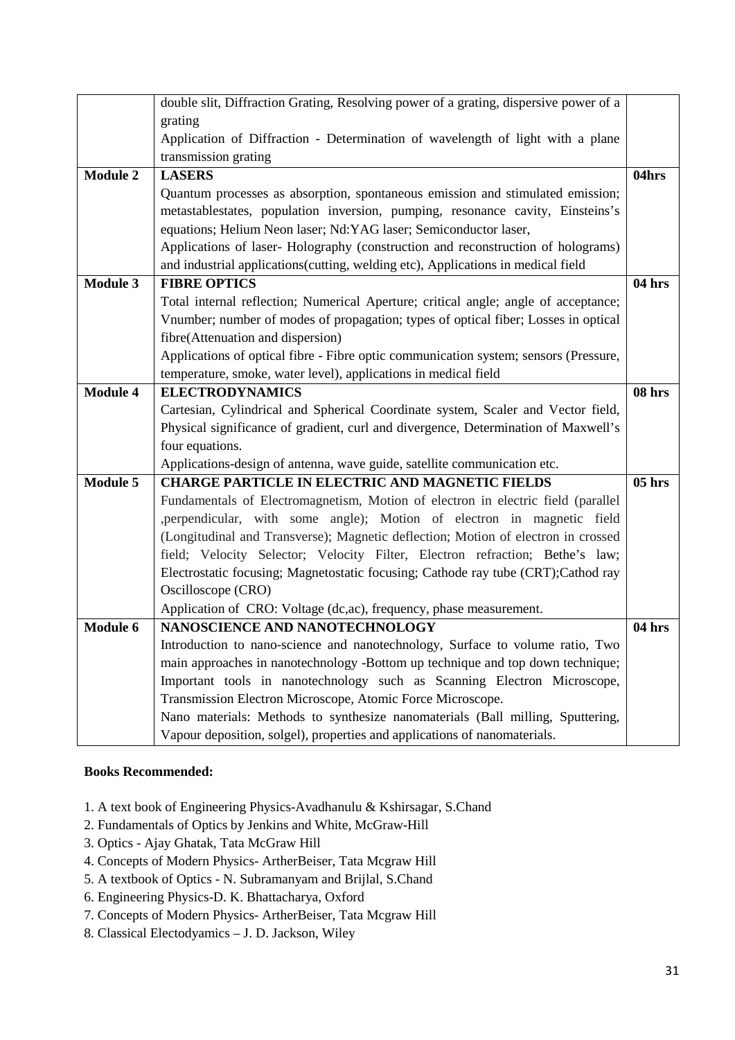| | | |
|---|---|---|
| | double slit, Diffraction Grating, Resolving power of a grating, dispersive power of a grating<br>Application of Diffraction - Determination of wavelength of light with a plane transmission grating | |
| **Module 2** | **LASERS**<br>Quantum processes as absorption, spontaneous emission and stimulated emission; metastablestates, population inversion, pumping, resonance cavity, Einsteins's equations; Helium Neon laser; Nd:YAG laser; Semiconductor laser,<br>Applications of laser- Holography (construction and reconstruction of holograms) and industrial applications(cutting, welding etc), Applications in medical field | **04hrs** |
| **Module 3** | **FIBRE OPTICS**<br>Total internal reflection; Numerical Aperture; critical angle; angle of acceptance; Vnumber; number of modes of propagation; types of optical fiber; Losses in optical fibre(Attenuation and dispersion)<br>Applications of optical fibre - Fibre optic communication system; sensors (Pressure, temperature, smoke, water level), applications in medical field | **04 hrs** |
| **Module 4** | **ELECTRODYNAMICS**<br>Cartesian, Cylindrical and Spherical Coordinate system, Scaler and Vector field, Physical significance of gradient, curl and divergence, Determination of Maxwell's four equations.<br>Applications-design of antenna, wave guide, satellite communication etc. | **08 hrs** |
| **Module 5** | **CHARGE PARTICLE IN ELECTRIC AND MAGNETIC FIELDS**<br>Fundamentals of Electromagnetism, Motion of electron in electric field (parallel ,perpendicular, with some angle); Motion of electron in magnetic field (Longitudinal and Transverse); Magnetic deflection; Motion of electron in crossed field; Velocity Selector; Velocity Filter, Electron refraction; Bethe's law; Electrostatic focusing; Magnetostatic focusing; Cathode ray tube (CRT);Cathod ray Oscilloscope (CRO)<br>Application of CRO: Voltage (dc,ac), frequency, phase measurement. | **05 hrs** |
| **Module 6** | **NANOSCIENCE AND NANOTECHNOLOGY**<br>Introduction to nano-science and nanotechnology, Surface to volume ratio, Two main approaches in nanotechnology -Bottom up technique and top down technique; Important tools in nanotechnology such as Scanning Electron Microscope, Transmission Electron Microscope, Atomic Force Microscope.<br>Nano materials: Methods to synthesize nanomaterials (Ball milling, Sputtering, Vapour deposition, solgel), properties and applications of nanomaterials. | **04 hrs** |

**Books Recommended:**

1. A text book of Engineering Physics-Avadhanulu & Kshirsagar, S.Chand
2. Fundamentals of Optics by Jenkins and White, McGraw-Hill
3. Optics - Ajay Ghatak, Tata McGraw Hill
4. Concepts of Modern Physics- ArtherBeiser, Tata Mcgraw Hill
5. A textbook of Optics - N. Subramanyam and Brijlal, S.Chand
6. Engineering Physics-D. K. Bhattacharya, Oxford
7. Concepts of Modern Physics- ArtherBeiser, Tata Mcgraw Hill
8. Classical Electodyamics – J. D. Jackson, Wiley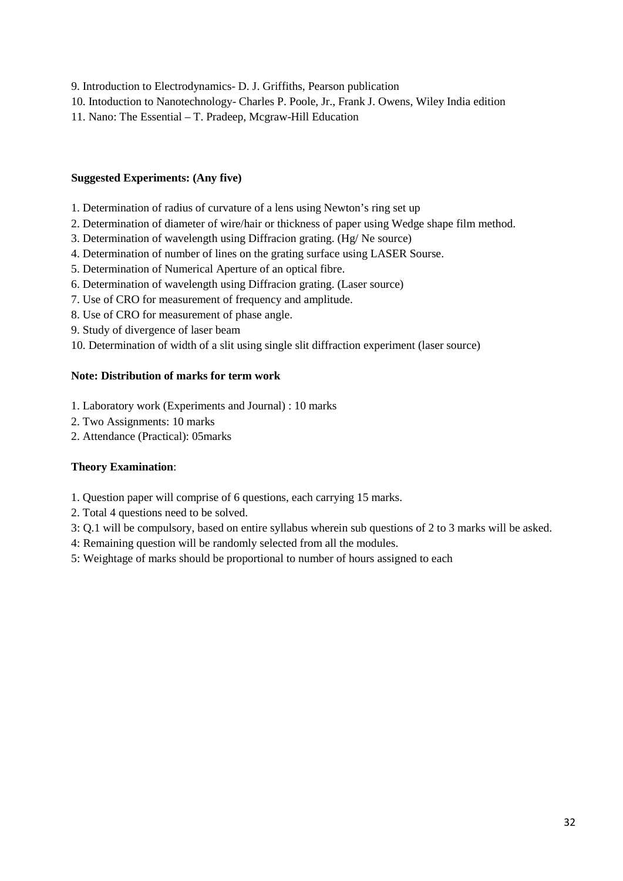9. Introduction to Electrodynamics- D. J. Griffiths, Pearson publication
10. Intoduction to Nanotechnology- Charles P. Poole, Jr., Frank J. Owens, Wiley India edition
11. Nano: The Essential – T. Pradeep, Mcgraw-Hill Education

**Suggested Experiments: (Any five)**

1. Determination of radius of curvature of a lens using Newton's ring set up
2. Determination of diameter of wire/hair or thickness of paper using Wedge shape film method.
3. Determination of wavelength using Diffracion grating. (Hg/ Ne source)
4. Determination of number of lines on the grating surface using LASER Sourse.
5. Determination of Numerical Aperture of an optical fibre.
6. Determination of wavelength using Diffracion grating. (Laser source)
7. Use of CRO for measurement of frequency and amplitude.
8. Use of CRO for measurement of phase angle.
9. Study of divergence of laser beam
10. Determination of width of a slit using single slit diffraction experiment (laser source)

**Note: Distribution of marks for term work**

1. Laboratory work (Experiments and Journal) : 10 marks
2. Two Assignments: 10 marks
2. Attendance (Practical): 05marks

**Theory Examination**:

1. Question paper will comprise of 6 questions, each carrying 15 marks.
2. Total 4 questions need to be solved.
3: Q.1 will be compulsory, based on entire syllabus wherein sub questions of 2 to 3 marks will be asked.
4: Remaining question will be randomly selected from all the modules.
5: Weightage of marks should be proportional to number of hours assigned to each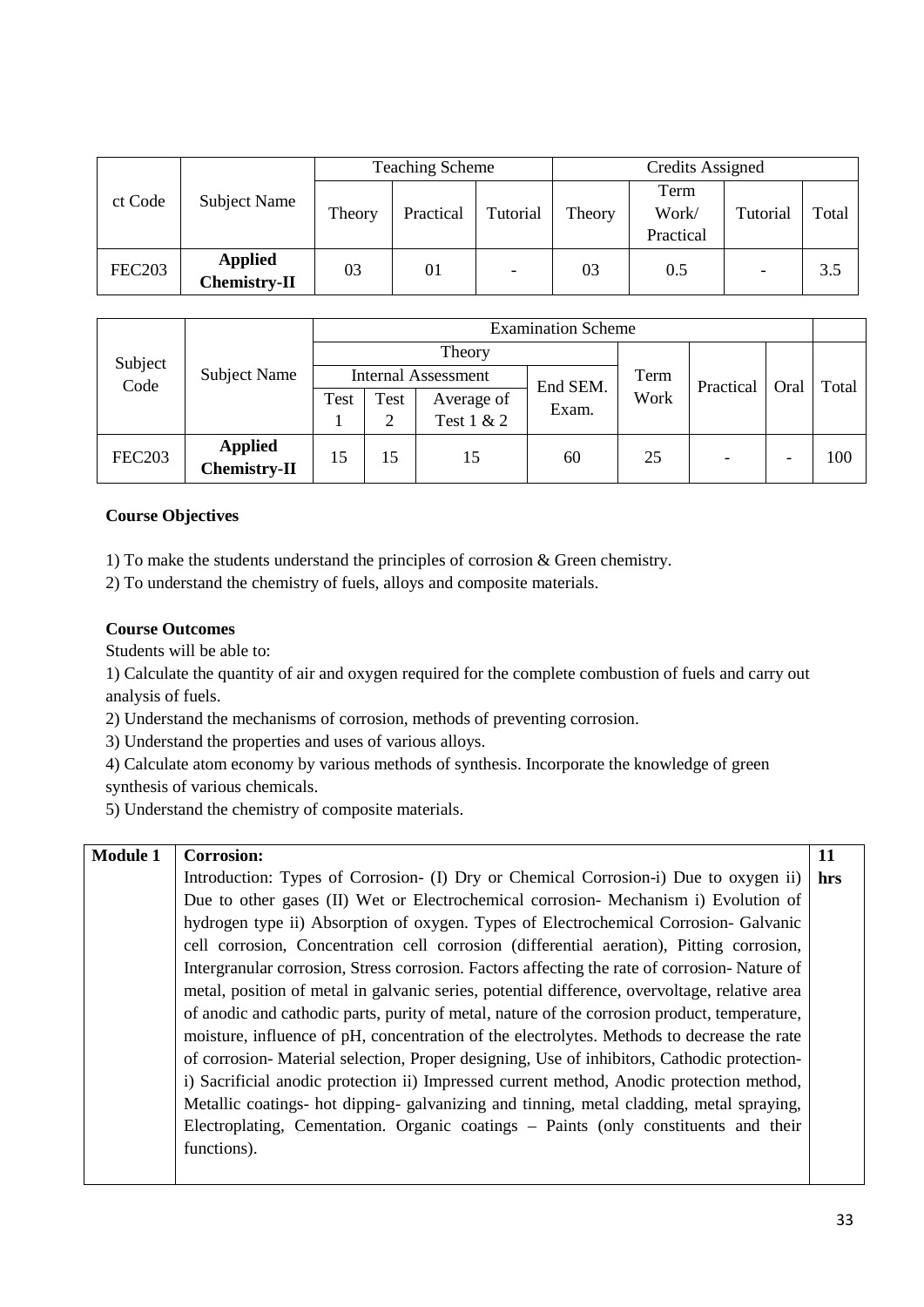| ct Code | Subject Name | Teaching Scheme | | | Credits Assigned | | | |
|---|---|---|---|---|---|---|---|---|
| | | Theory | Practical | Tutorial | Theory | Term Work/ Practical | Tutorial | Total |
| FEC203 | **Applied Chemistry-II** | 03 | 01 | - | 03 | 0.5 | - | 3.5 |

| Subject Code | Subject Name | Examination Scheme | | | | | | | |
|---|---|---|---|---|---|---|---|---|---|
| | | Theory | | | | Term Work | Practical | Oral | Total |
| | | Internal Assessment | | | End SEM. Exam. | | | | |
| | | Test 1 | Test 2 | Average of Test 1 & 2 | | | | | |
| FEC203 | **Applied Chemistry-II** | 15 | 15 | 15 | 60 | 25 | - | - | 100 |

**Course Objectives**

1) To make the students understand the principles of corrosion & Green chemistry.

2) To understand the chemistry of fuels, alloys and composite materials.

**Course Outcomes**

Students will be able to:

1) Calculate the quantity of air and oxygen required for the complete combustion of fuels and carry out analysis of fuels.

2) Understand the mechanisms of corrosion, methods of preventing corrosion.

3) Understand the properties and uses of various alloys.

4) Calculate atom economy by various methods of synthesis. Incorporate the knowledge of green synthesis of various chemicals.

5) Understand the chemistry of composite materials.

| **Module 1** | **Corrosion:** Introduction: Types of Corrosion- (I) Dry or Chemical Corrosion-i) Due to oxygen ii) Due to other gases (II) Wet or Electrochemical corrosion- Mechanism i) Evolution of hydrogen type ii) Absorption of oxygen. Types of Electrochemical Corrosion- Galvanic cell corrosion, Concentration cell corrosion (differential aeration), Pitting corrosion, Intergranular corrosion, Stress corrosion. Factors affecting the rate of corrosion- Nature of metal, position of metal in galvanic series, potential difference, overvoltage, relative area of anodic and cathodic parts, purity of metal, nature of the corrosion product, temperature, moisture, influence of pH, concentration of the electrolytes. Methods to decrease the rate of corrosion- Material selection, Proper designing, Use of inhibitors, Cathodic protection- i) Sacrificial anodic protection ii) Impressed current method, Anodic protection method, Metallic coatings- hot dipping- galvanizing and tinning, metal cladding, metal spraying, Electroplating, Cementation. Organic coatings – Paints (only constituents and their functions). | **11 hrs** |
|---|---|---|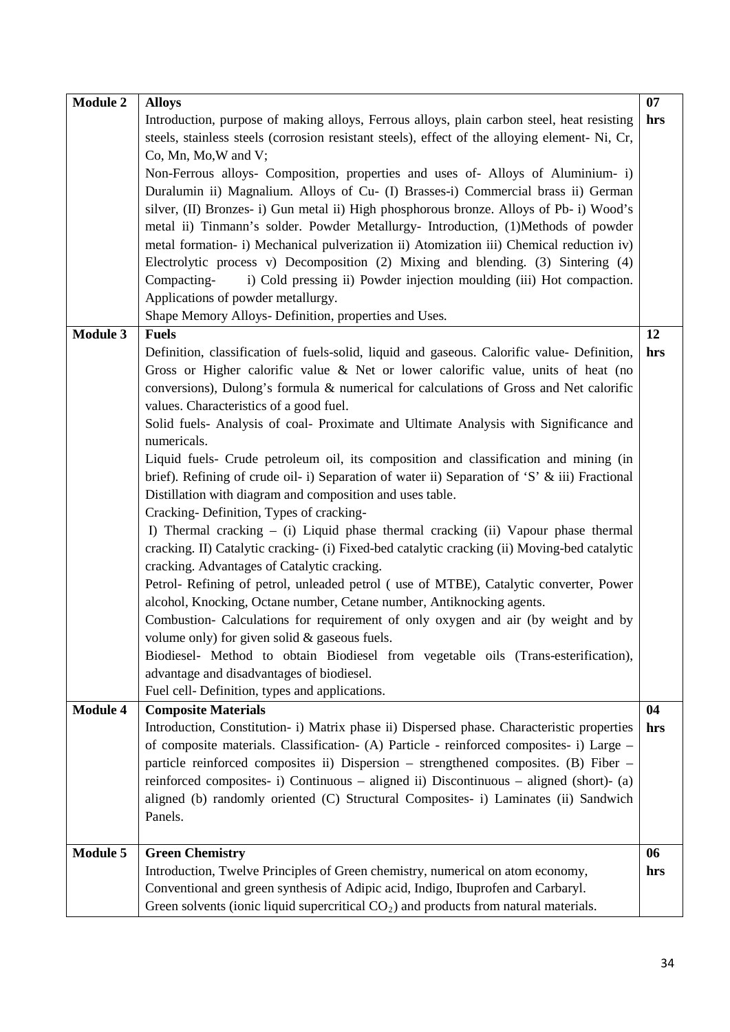| Module 2 | **Alloys**<br>Introduction, purpose of making alloys, Ferrous alloys, plain carbon steel, heat resisting steels, stainless steels (corrosion resistant steels), effect of the alloying element- Ni, Cr, Co, Mn, Mo,W and V;<br>Non-Ferrous alloys- Composition, properties and uses of- Alloys of Aluminium- i) Duralumin ii) Magnalium. Alloys of Cu- (I) Brasses-i) Commercial brass ii) German silver, (II) Bronzes- i) Gun metal ii) High phosphorous bronze. Alloys of Pb- i) Wood's metal ii) Tinmann's solder. Powder Metallurgy- Introduction, (1)Methods of powder metal formation- i) Mechanical pulverization ii) Atomization iii) Chemical reduction iv) Electrolytic process v) Decomposition (2) Mixing and blending. (3) Sintering (4) Compacting- i) Cold pressing ii) Powder injection moulding (iii) Hot compaction. Applications of powder metallurgy.<br>Shape Memory Alloys- Definition, properties and Uses. | 07 hrs |
|---|---|---|
| **Module 3** | **Fuels**<br>Definition, classification of fuels-solid, liquid and gaseous. Calorific value- Definition, Gross or Higher calorific value & Net or lower calorific value, units of heat (no conversions), Dulong's formula & numerical for calculations of Gross and Net calorific values. Characteristics of a good fuel.<br>Solid fuels- Analysis of coal- Proximate and Ultimate Analysis with Significance and numericals.<br>Liquid fuels- Crude petroleum oil, its composition and classification and mining (in brief). Refining of crude oil- i) Separation of water ii) Separation of 'S' & iii) Fractional Distillation with diagram and composition and uses table.<br>Cracking- Definition, Types of cracking-<br>I) Thermal cracking – (i) Liquid phase thermal cracking (ii) Vapour phase thermal cracking. II) Catalytic cracking- (i) Fixed-bed catalytic cracking (ii) Moving-bed catalytic cracking. Advantages of Catalytic cracking.<br>Petrol- Refining of petrol, unleaded petrol ( use of MTBE), Catalytic converter, Power alcohol, Knocking, Octane number, Cetane number, Antiknocking agents.<br>Combustion- Calculations for requirement of only oxygen and air (by weight and by volume only) for given solid & gaseous fuels.<br>Biodiesel- Method to obtain Biodiesel from vegetable oils (Trans-esterification), advantage and disadvantages of biodiesel.<br>Fuel cell- Definition, types and applications. | **12 hrs** |
| **Module 4** | **Composite Materials**<br>Introduction, Constitution- i) Matrix phase ii) Dispersed phase. Characteristic properties of composite materials. Classification- (A) Particle - reinforced composites- i) Large – particle reinforced composites ii) Dispersion – strengthened composites. (B) Fiber – reinforced composites- i) Continuous – aligned ii) Discontinuous – aligned (short)- (a) aligned (b) randomly oriented (C) Structural Composites- i) Laminates (ii) Sandwich Panels. | **04 hrs** |
| **Module 5** | **Green Chemistry**<br>Introduction, Twelve Principles of Green chemistry, numerical on atom economy, Conventional and green synthesis of Adipic acid, Indigo, Ibuprofen and Carbaryl.<br>Green solvents (ionic liquid supercritical $CO_2$) and products from natural materials. | **06 hrs** |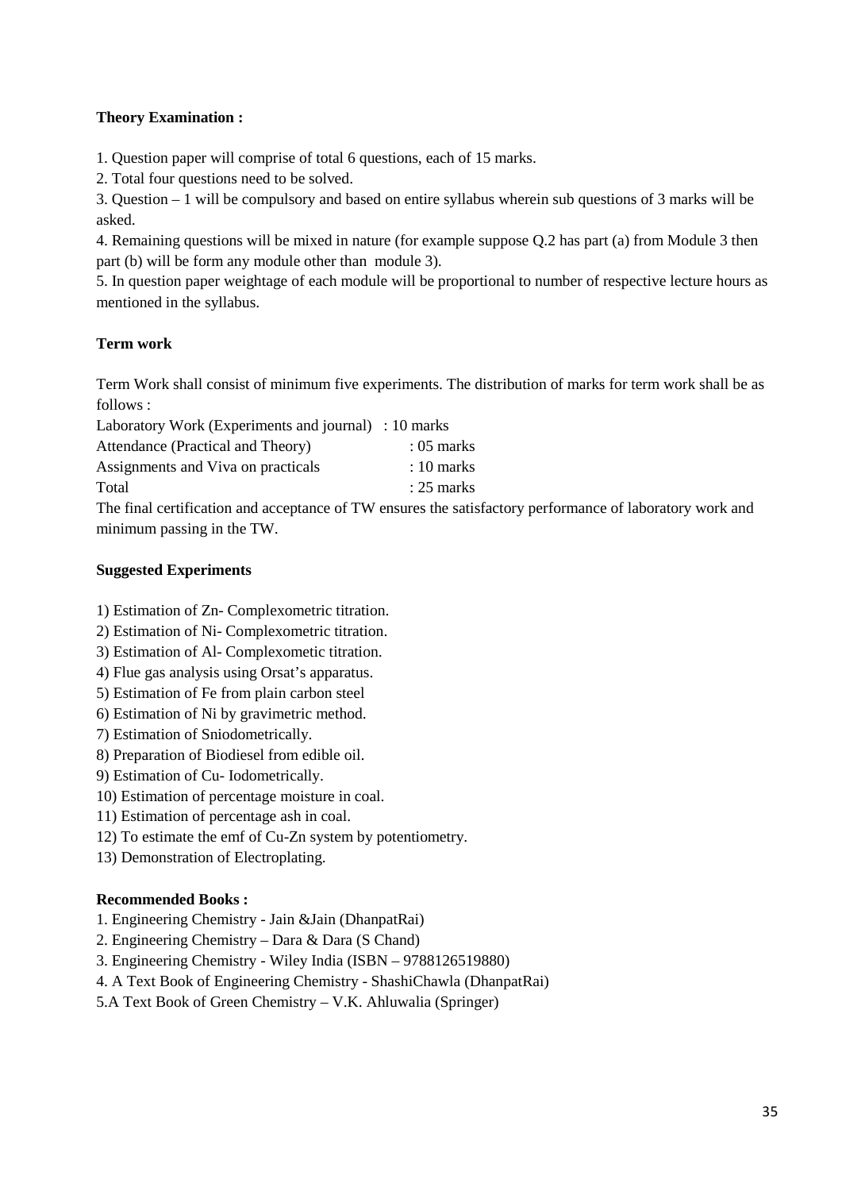**Theory Examination :**

1. Question paper will comprise of total 6 questions, each of 15 marks.
2. Total four questions need to be solved.
3. Question – 1 will be compulsory and based on entire syllabus wherein sub questions of 3 marks will be asked.
4. Remaining questions will be mixed in nature (for example suppose Q.2 has part (a) from Module 3 then part (b) will be form any module other than module 3).
5. In question paper weightage of each module will be proportional to number of respective lecture hours as mentioned in the syllabus.

**Term work**

Term Work shall consist of minimum five experiments. The distribution of marks for term work shall be as follows :

| | |
|---|---|
| Laboratory Work (Experiments and journal) | : 10 marks |
| Attendance (Practical and Theory) | : 05 marks |
| Assignments and Viva on practicals | : 10 marks |
| Total | : 25 marks |

The final certification and acceptance of TW ensures the satisfactory performance of laboratory work and minimum passing in the TW.

**Suggested Experiments**

1) Estimation of Zn- Complexometric titration.
2) Estimation of Ni- Complexometric titration.
3) Estimation of Al- Complexometic titration.
4) Flue gas analysis using Orsat's apparatus.
5) Estimation of Fe from plain carbon steel
6) Estimation of Ni by gravimetric method.
7) Estimation of Sniodometrically.
8) Preparation of Biodiesel from edible oil.
9) Estimation of Cu- Iodometrically.
10) Estimation of percentage moisture in coal.
11) Estimation of percentage ash in coal.
12) To estimate the emf of Cu-Zn system by potentiometry.
13) Demonstration of Electroplating.

**Recommended Books :**

1. Engineering Chemistry - Jain &Jain (DhanpatRai)
2. Engineering Chemistry – Dara & Dara (S Chand)
3. Engineering Chemistry - Wiley India (ISBN – 9788126519880)
4. A Text Book of Engineering Chemistry - ShashiChawla (DhanpatRai)
5. A Text Book of Green Chemistry – V.K. Ahluwalia (Springer)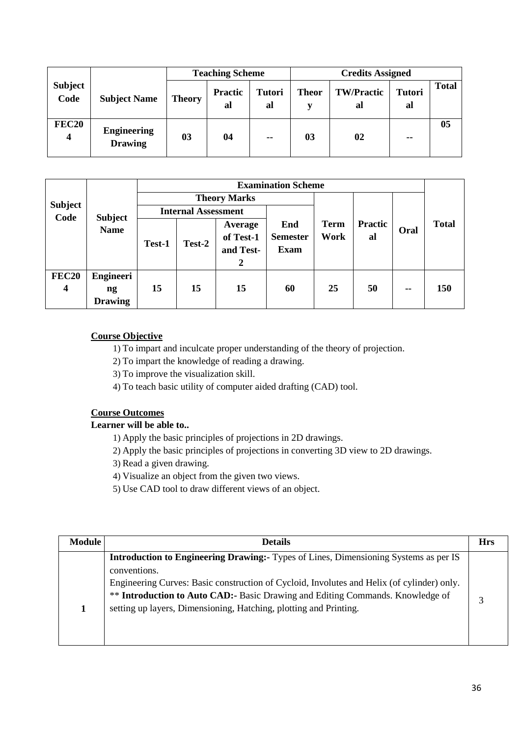| Subject Code | Subject Name | Teaching Scheme | | | Credits Assigned | | | |
|---|---|---|---|---|---|---|---|---|
| | | Theory | Practical | Tutorial | Theory | TW/Practical | Tutorial | Total |
| FEC204 | Engineering Drawing | 03 | 04 | -- | 03 | 02 | -- | 05 |

| Subject Code | Subject Name | Examination Scheme | | | | | | | |
|---|---|---|---|---|---|---|---|---|---|
| | | Theory Marks | | | | Term Work | Practical | Oral | Total |
| | | Internal Assessment | | | End Semester Exam | | | | |
| | | Test-1 | Test-2 | Average of Test-1 and Test-2 | | | | | |
| FEC204 | Engineering Drawing | 15 | 15 | 15 | 60 | 25 | 50 | -- | 150 |

**Course Objective**

1) To impart and inculcate proper understanding of the theory of projection.
2) To impart the knowledge of reading a drawing.
3) To improve the visualization skill.
4) To teach basic utility of computer aided drafting (CAD) tool.

**Course Outcomes**

**Learner will be able to..**

1) Apply the basic principles of projections in 2D drawings.
2) Apply the basic principles of projections in converting 3D view to 2D drawings.
3) Read a given drawing.
4) Visualize an object from the given two views.
5) Use CAD tool to draw different views of an object.

| Module | Details | Hrs |
|---|---|---|
| 1 | **Introduction to Engineering Drawing:-** Types of Lines, Dimensioning Systems as per IS conventions.<br>Engineering Curves: Basic construction of Cycloid, Involutes and Helix (of cylinder) only.<br>** **Introduction to Auto CAD:-** Basic Drawing and Editing Commands. Knowledge of setting up layers, Dimensioning, Hatching, plotting and Printing. | 3 |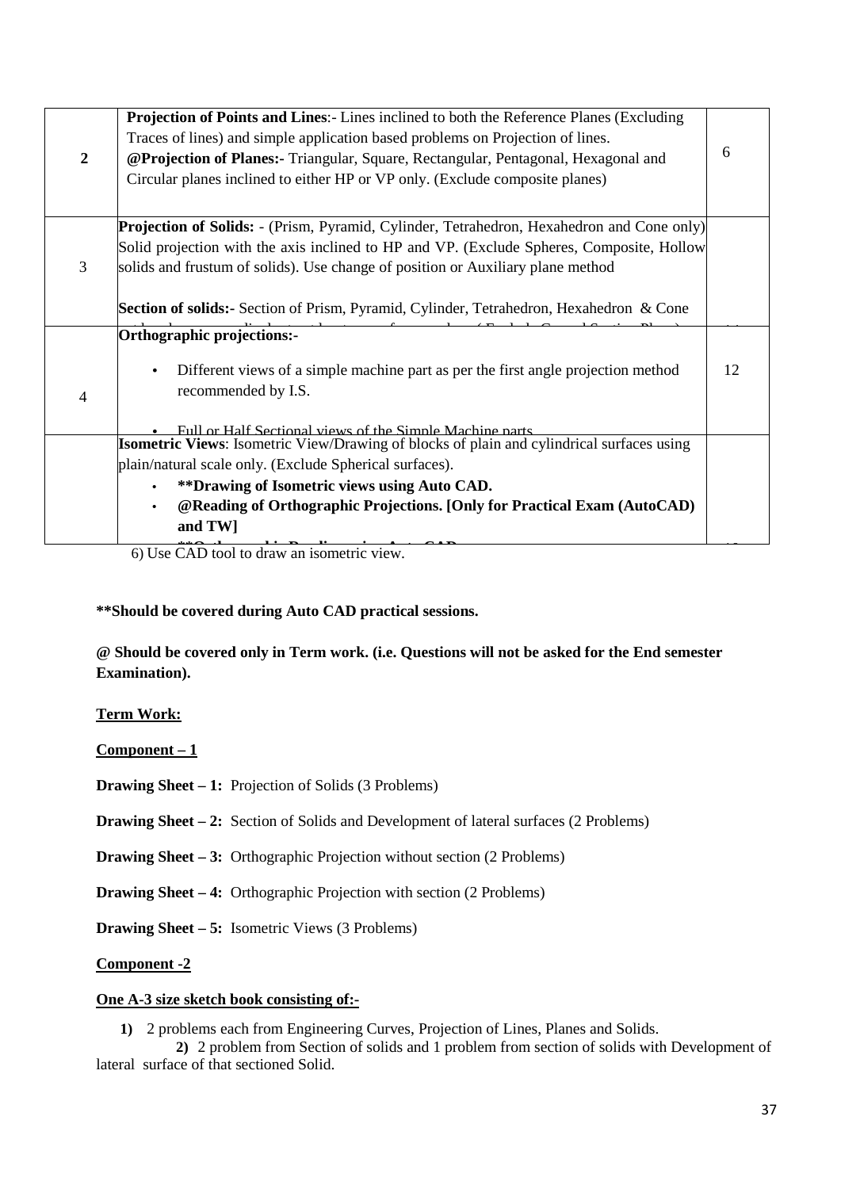| 2 | **Projection of Points and Lines**:- Lines inclined to both the Reference Planes (Excluding Traces of lines) and simple application based problems on Projection of lines. <br> **@Projection of Planes:-** Triangular, Square, Rectangular, Pentagonal, Hexagonal and Circular planes inclined to either HP or VP only. (Exclude composite planes) | 6 |
|---|---|---|
| 3 | **Projection of Solids:** - (Prism, Pyramid, Cylinder, Tetrahedron, Hexahedron and Cone only) Solid projection with the axis inclined to HP and VP. (Exclude Spheres, Composite, Hollow solids and frustum of solids). Use change of position or Auxiliary plane method <br><br> **Section of solids:-** Section of Prism, Pyramid, Cylinder, Tetrahedron, Hexahedron & Cone | |
| 4 | **Orthographic projections:-** <br> • Different views of a simple machine part as per the first angle projection method recommended by I.S. <br><br> • Full or Half Sectional views of the Simple Machine parts | 12 |
| | **Isometric Views**: Isometric View/Drawing of blocks of plain and cylindrical surfaces using plain/natural scale only. (Exclude Spherical surfaces). <br> • **\*\*Drawing of Isometric views using Auto CAD.** <br> • **@Reading of Orthographic Projections. [Only for Practical Exam (AutoCAD) and TW]** | |

6) Use CAD tool to draw an isometric view.

**\*\*Should be covered during Auto CAD practical sessions.**

**@ Should be covered only in Term work. (i.e. Questions will not be asked for the End semester Examination).**

**Term Work:**

**Component – 1**

**Drawing Sheet – 1:** Projection of Solids (3 Problems)

**Drawing Sheet – 2:** Section of Solids and Development of lateral surfaces (2 Problems)

**Drawing Sheet – 3:** Orthographic Projection without section (2 Problems)

**Drawing Sheet – 4:** Orthographic Projection with section (2 Problems)

**Drawing Sheet – 5:** Isometric Views (3 Problems)

**Component -2**

**One A-3 size sketch book consisting of:-**

1) 2 problems each from Engineering Curves, Projection of Lines, Planes and Solids.
2) 2 problem from Section of solids and 1 problem from section of solids with Development of lateral surface of that sectioned Solid.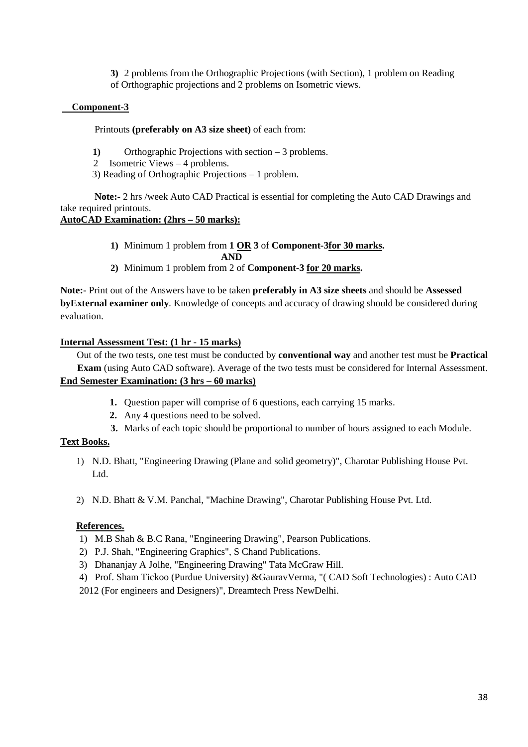**3)** 2 problems from the Orthographic Projections (with Section), 1 problem on Reading of Orthographic projections and 2 problems on Isometric views.

**Component-3**

Printouts **(preferably on A3 size sheet)** of each from:

1) Orthographic Projections with section – 3 problems.
2 Isometric Views – 4 problems.
3) Reading of Orthographic Projections – 1 problem.

**Note:-** 2 hrs /week Auto CAD Practical is essential for completing the Auto CAD Drawings and take required printouts.

**AutoCAD Examination: (2hrs – 50 marks):**

1) Minimum 1 problem from **1 OR 3** of **Component-3for 30 marks.**

**AND**

2) Minimum 1 problem from 2 of **Component-3 for 20 marks.**

**Note:-** Print out of the Answers have to be taken **preferably in A3 size sheets** and should be **Assessed byExternal examiner only**. Knowledge of concepts and accuracy of drawing should be considered during evaluation.

**Internal Assessment Test: (1 hr - 15 marks)**

Out of the two tests, one test must be conducted by **conventional way** and another test must be **Practical Exam** (using Auto CAD software). Average of the two tests must be considered for Internal Assessment.

**End Semester Examination: (3 hrs – 60 marks)**

1. Question paper will comprise of 6 questions, each carrying 15 marks.
2. Any 4 questions need to be solved.
3. Marks of each topic should be proportional to number of hours assigned to each Module.

**Text Books.**

1) N.D. Bhatt, "Engineering Drawing (Plane and solid geometry)", Charotar Publishing House Pvt. Ltd.
2) N.D. Bhatt & V.M. Panchal, "Machine Drawing", Charotar Publishing House Pvt. Ltd.

**References.**

1) M.B Shah & B.C Rana, "Engineering Drawing", Pearson Publications.
2) P.J. Shah, "Engineering Graphics", S Chand Publications.
3) Dhananjay A Jolhe, "Engineering Drawing" Tata McGraw Hill.
4) Prof. Sham Tickoo (Purdue University) &GauravVerma, "( CAD Soft Technologies) : Auto CAD 2012 (For engineers and Designers)", Dreamtech Press NewDelhi.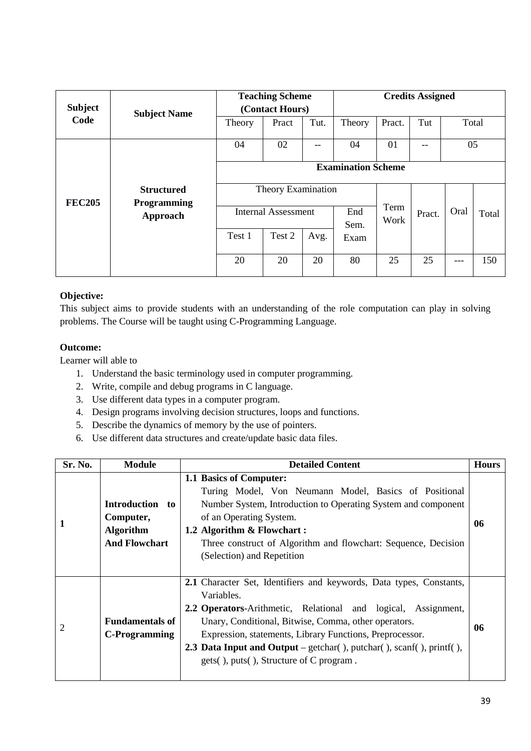| Subject Code | Subject Name | Teaching Scheme (Contact Hours) | | | Credits Assigned | | | | |
|---|---|---|---|---|---|---|---|---|---|
| | | Theory | Pract | Tut. | Theory | Pract. | Tut | Total | |
| FEC205 | Structured Programming Approach | 04 | 02 | -- | 04 | 01 | -- | 05 | |
| | | Examination Scheme | | | | | | | |
| | | Theory Examination | | | | Term Work | Pract. | Oral | Total |
| | | Internal Assessment | | | End Sem. Exam | | | | |
| | | Test 1 | Test 2 | Avg. | | | | | |
| | | 20 | 20 | 20 | 80 | 25 | 25 | --- | 150 |

**Objective:**

This subject aims to provide students with an understanding of the role computation can play in solving problems. The Course will be taught using C-Programming Language.

**Outcome:**

Learner will able to

1. Understand the basic terminology used in computer programming.
2. Write, compile and debug programs in C language.
3. Use different data types in a computer program.
4. Design programs involving decision structures, loops and functions.
5. Describe the dynamics of memory by the use of pointers.
6. Use different data structures and create/update basic data files.

| Sr. No. | Module | Detailed Content | Hours |
|---|---|---|---|
| 1 | **Introduction to Computer, Algorithm And Flowchart** | **1.1 Basics of Computer:** Turing Model, Von Neumann Model, Basics of Positional Number System, Introduction to Operating System and component of an Operating System.<br>**1.2 Algorithm & Flowchart :** Three construct of Algorithm and flowchart: Sequence, Decision (Selection) and Repetition | **06** |
| 2 | **Fundamentals of C-Programming** | **2.1** Character Set, Identifiers and keywords, Data types, Constants, Variables.<br>**2.2 Operators**-Arithmetic, Relational and logical, Assignment, Unary, Conditional, Bitwise, Comma, other operators. Expression, statements, Library Functions, Preprocessor.<br>**2.3 Data Input and Output** – getchar( ), putchar( ), scanf( ), printf( ), gets( ), puts( ), Structure of C program . | **06** |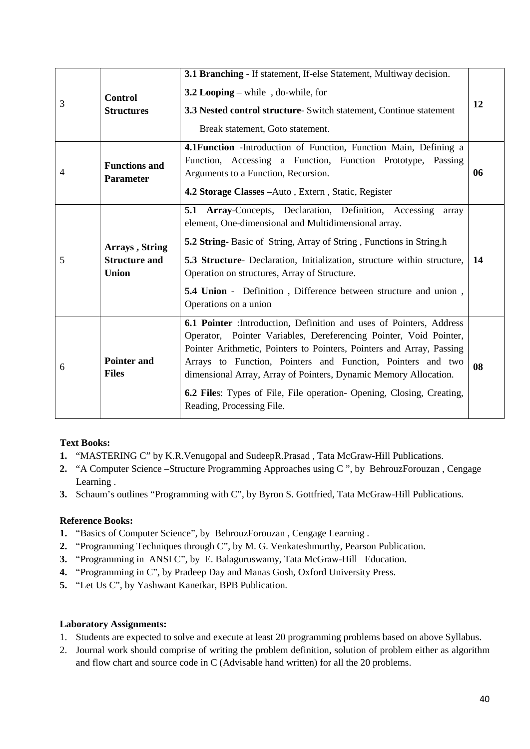| 3 | **Control Structures** | **3.1 Branching** - If statement, If-else Statement, Multiway decision.<br>**3.2 Looping** – while , do-while, for<br>**3.3 Nested control structure**- Switch statement, Continue statement Break statement, Goto statement. | **12** |
|---|---|---|---|
| 4 | **Functions and Parameter** | **4.1Function** -Introduction of Function, Function Main, Defining a Function, Accessing a Function, Function Prototype, Passing Arguments to a Function, Recursion.<br>**4.2 Storage Classes** –Auto , Extern , Static, Register | **06** |
| 5 | **Arrays , String Structure and Union** | **5.1 Array**-Concepts, Declaration, Definition, Accessing array element, One-dimensional and Multidimensional array.<br>**5.2 String**- Basic of String, Array of String , Functions in String.h<br>**5.3 Structure**- Declaration, Initialization, structure within structure, Operation on structures, Array of Structure.<br>**5.4 Union** - Definition , Difference between structure and union , Operations on a union | **14** |
| 6 | **Pointer and Files** | **6.1 Pointer** :Introduction, Definition and uses of Pointers, Address Operator, Pointer Variables, Dereferencing Pointer, Void Pointer, Pointer Arithmetic, Pointers to Pointers, Pointers and Array, Passing Arrays to Function, Pointers and Function, Pointers and two dimensional Array, Array of Pointers, Dynamic Memory Allocation.<br>**6.2 File**s: Types of File, File operation- Opening, Closing, Creating, Reading, Processing File. | **08** |

**Text Books:**

1. "MASTERING C" by K.R.Venugopal and SudeepR.Prasad , Tata McGraw-Hill Publications.
2. "A Computer Science –Structure Programming Approaches using C ", by BehrouzForouzan , Cengage Learning .
3. Schaum's outlines "Programming with C", by Byron S. Gottfried, Tata McGraw-Hill Publications.

**Reference Books:**

1. "Basics of Computer Science", by BehrouzForouzan , Cengage Learning .
2. "Programming Techniques through C", by M. G. Venkateshmurthy, Pearson Publication.
3. "Programming in ANSI C", by E. Balaguruswamy, Tata McGraw-Hill Education.
4. "Programming in C", by Pradeep Day and Manas Gosh, Oxford University Press.
5. "Let Us C", by Yashwant Kanetkar, BPB Publication.

**Laboratory Assignments:**

1. Students are expected to solve and execute at least 20 programming problems based on above Syllabus.
2. Journal work should comprise of writing the problem definition, solution of problem either as algorithm and flow chart and source code in C (Advisable hand written) for all the 20 problems.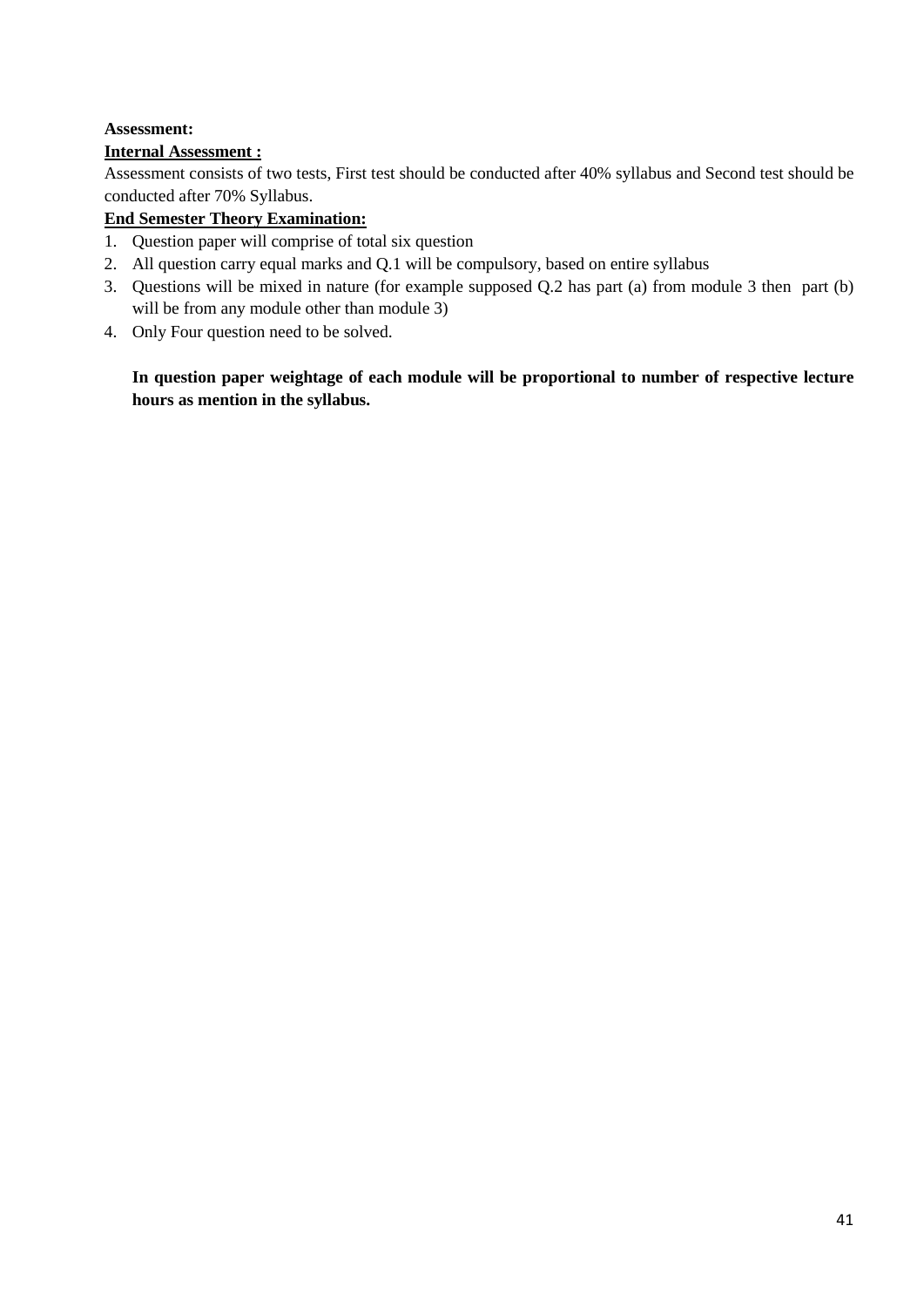**Assessment:**

**Internal Assessment :**

Assessment consists of two tests, First test should be conducted after 40% syllabus and Second test should be conducted after 70% Syllabus.

**End Semester Theory Examination:**

1. Question paper will comprise of total six question
2. All question carry equal marks and Q.1 will be compulsory, based on entire syllabus
3. Questions will be mixed in nature (for example supposed Q.2 has part (a) from module 3 then part (b) will be from any module other than module 3)
4. Only Four question need to be solved.

**In question paper weightage of each module will be proportional to number of respective lecture hours as mention in the syllabus.**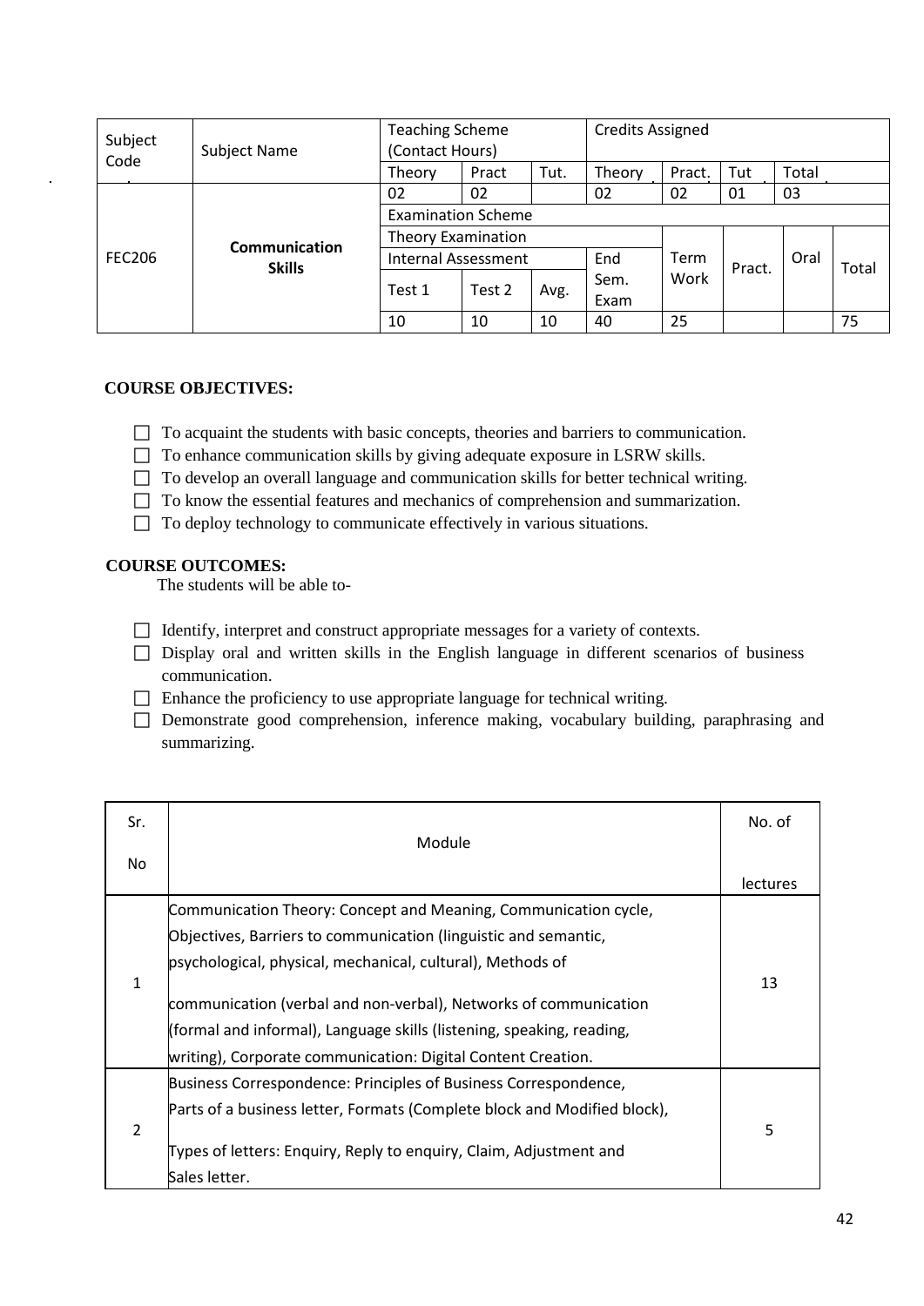| Subject Code | Subject Name | Teaching Scheme (Contact Hours) | | | Credits Assigned | | | | |
|---|---|---|---|---|---|---|---|---|---|
| | | Theory | Pract | Tut. | Theory | Pract. | Tut | Total | |
| FEC206 | **Communication Skills** | 02 | 02 | | 02 | 02 | 01 | 03 | |
| | | Examination Scheme | | | | | | | |
| | | Theory Examination | | | | Term Work | Pract. | Oral | Total |
| | | Internal Assessment | | | End Sem. Exam | | | | |
| | | Test 1 | Test 2 | Avg. | | | | | |
| | | 10 | 10 | 10 | 40 | 25 | | | 75 |

**COURSE OBJECTIVES:**

- To acquaint the students with basic concepts, theories and barriers to communication.
- To enhance communication skills by giving adequate exposure in LSRW skills.
- To develop an overall language and communication skills for better technical writing.
- To know the essential features and mechanics of comprehension and summarization.
- To deploy technology to communicate effectively in various situations.

**COURSE OUTCOMES:**

The students will be able to-

- Identify, interpret and construct appropriate messages for a variety of contexts.
- Display oral and written skills in the English language in different scenarios of business communication.
- Enhance the proficiency to use appropriate language for technical writing.
- Demonstrate good comprehension, inference making, vocabulary building, paraphrasing and summarizing.

| Sr. No | Module | No. of lectures |
|---|---|---|
| 1 | Communication Theory: Concept and Meaning, Communication cycle, Objectives, Barriers to communication (linguistic and semantic, psychological, physical, mechanical, cultural), Methods of communication (verbal and non-verbal), Networks of communication (formal and informal), Language skills (listening, speaking, reading, writing), Corporate communication: Digital Content Creation. | 13 |
| 2 | Business Correspondence: Principles of Business Correspondence, Parts of a business letter, Formats (Complete block and Modified block), Types of letters: Enquiry, Reply to enquiry, Claim, Adjustment and Sales letter. | 5 |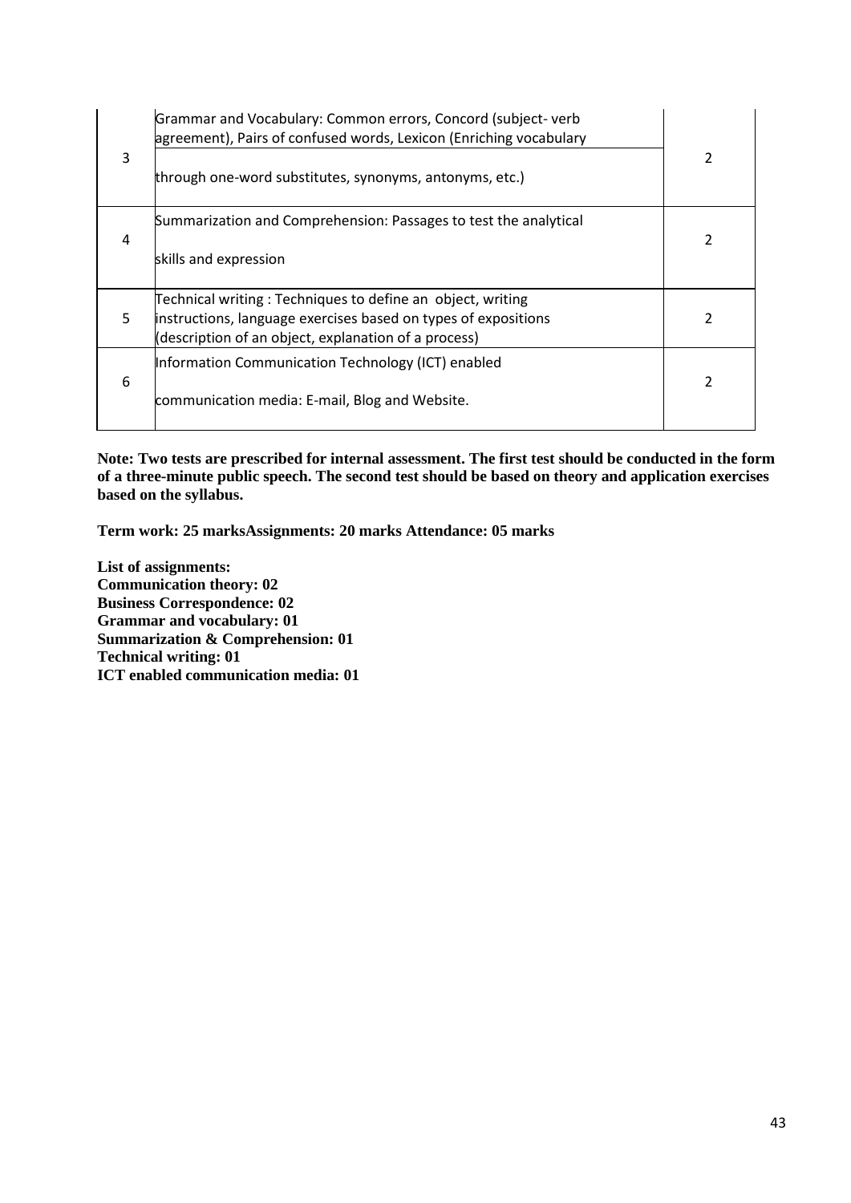| | | |
|---|---|---|
| 3 | Grammar and Vocabulary: Common errors, Concord (subject- verb agreement), Pairs of confused words, Lexicon (Enriching vocabulary through one-word substitutes, synonyms, antonyms, etc.) | 2 |
| 4 | Summarization and Comprehension: Passages to test the analytical skills and expression | 2 |
| 5 | Technical writing : Techniques to define an object, writing instructions, language exercises based on types of expositions (description of an object, explanation of a process) | 2 |
| 6 | Information Communication Technology (ICT) enabled communication media: E-mail, Blog and Website. | 2 |

**Note: Two tests are prescribed for internal assessment. The first test should be conducted in the form of a three-minute public speech. The second test should be based on theory and application exercises based on the syllabus.**

**Term work: 25 marksAssignments: 20 marks Attendance: 05 marks**

**List of assignments:**
**Communication theory: 02**
**Business Correspondence: 02**
**Grammar and vocabulary: 01**
**Summarization & Comprehension: 01**
**Technical writing: 01**
**ICT enabled communication media: 01**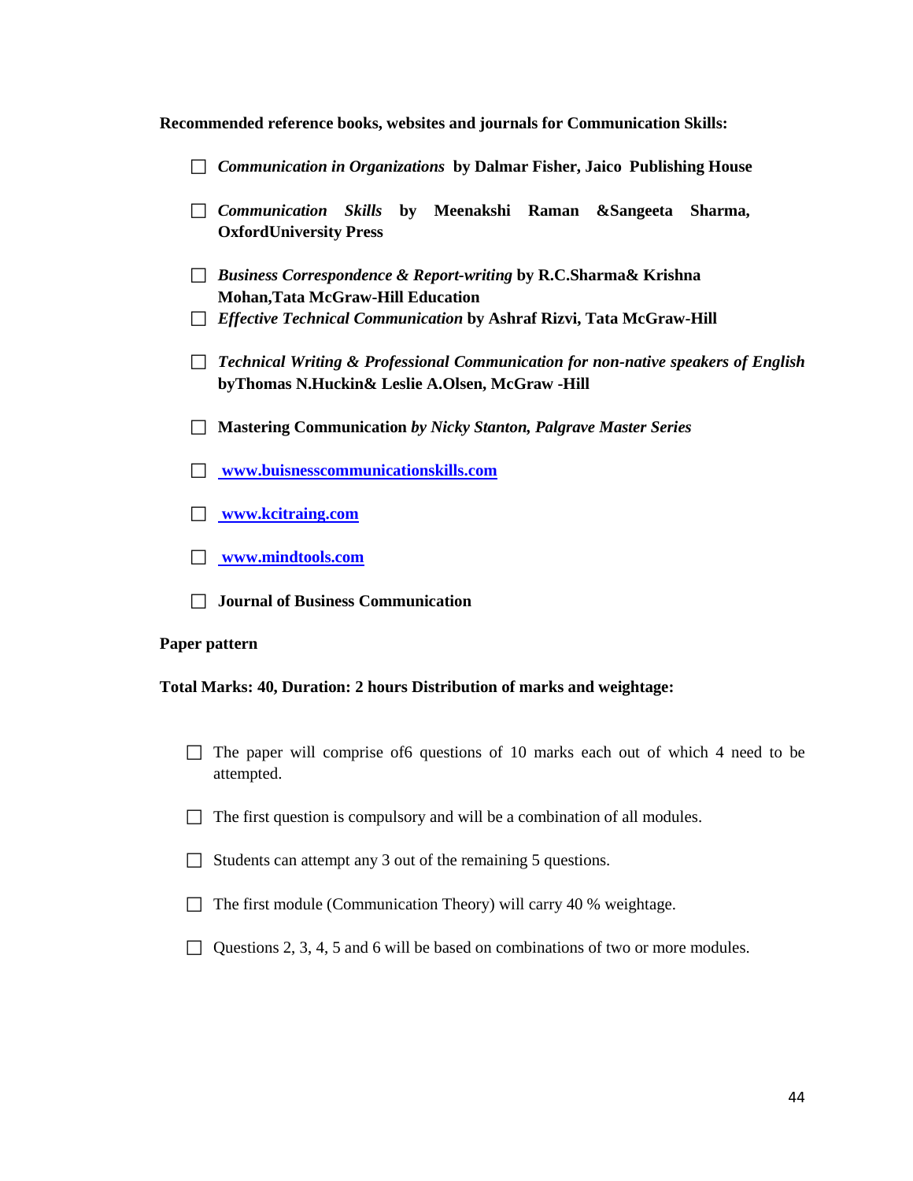**Recommended reference books, websites and journals for Communication Skills:**

- ***Communication in Organizations*** **by Dalmar Fisher, Jaico Publishing House**
- ***Communication Skills*** **by Meenakshi Raman &Sangeeta Sharma, OxfordUniversity Press**
- ***Business Correspondence & Report-writing*** **by R.C.Sharma& Krishna Mohan,Tata McGraw-Hill Education**
- ***Effective Technical Communication*** **by Ashraf Rizvi, Tata McGraw-Hill**
- ***Technical Writing & Professional Communication for non-native speakers of English*** **byThomas N.Huckin& Leslie A.Olsen, McGraw -Hill**
- **Mastering Communication** ***by Nicky Stanton, Palgrave Master Series***
- **www.buisnesscommunicationskills.com**
- **www.kcitraing.com**
- **www.mindtools.com**
- **Journal of Business Communication**

**Paper pattern**

**Total Marks: 40, Duration: 2 hours Distribution of marks and weightage:**

- The paper will comprise of6 questions of 10 marks each out of which 4 need to be attempted.
- The first question is compulsory and will be a combination of all modules.
- Students can attempt any 3 out of the remaining 5 questions.
- The first module (Communication Theory) will carry 40 % weightage.
- Questions 2, 3, 4, 5 and 6 will be based on combinations of two or more modules.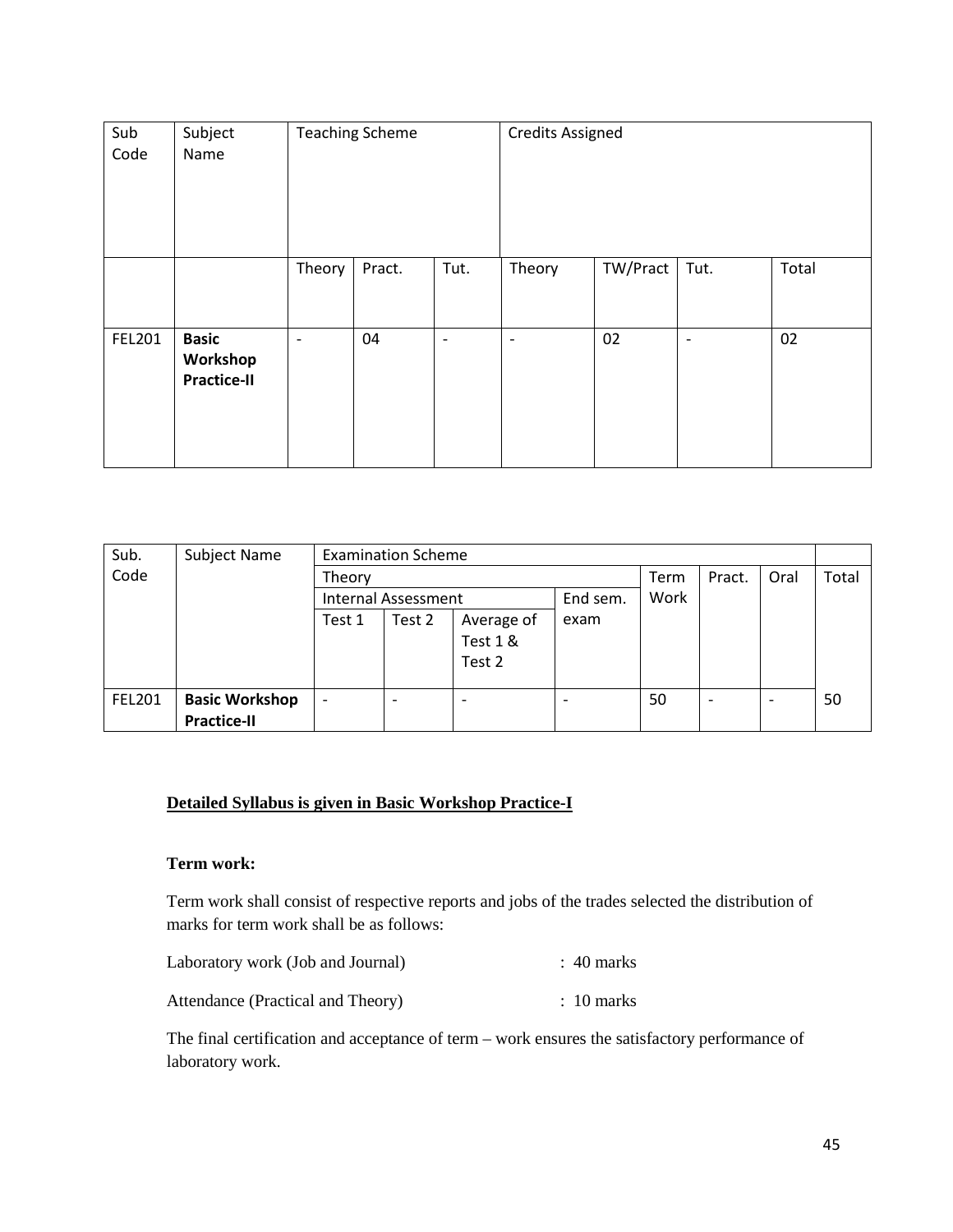| Sub Code | Subject Name | Teaching Scheme | | | Credits Assigned | | | |
|---|---|---|---|---|---|---|---|---|
| | | Theory | Pract. | Tut. | Theory | TW/Pract | Tut. | Total |
| FEL201 | **Basic Workshop Practice-II** | - | 04 | - | - | 02 | - | 02 |

| Sub. Code | Subject Name | Examination Scheme | | | | | | | |
|---|---|---|---|---|---|---|---|---|---|
| | | Theory | | | | Term Work | Pract. | Oral | Total |
| | | Internal Assessment | | | End sem. exam | | | | |
| | | Test 1 | Test 2 | Average of Test 1 & Test 2 | | | | | |
| FEL201 | **Basic Workshop Practice-II** | - | - | - | - | 50 | - | - | 50 |

**Detailed Syllabus is given in Basic Workshop Practice-I**

**Term work:**

Term work shall consist of respective reports and jobs of the trades selected the distribution of marks for term work shall be as follows:

Laboratory work (Job and Journal) : 40 marks

Attendance (Practical and Theory) : 10 marks

The final certification and acceptance of term – work ensures the satisfactory performance of laboratory work.